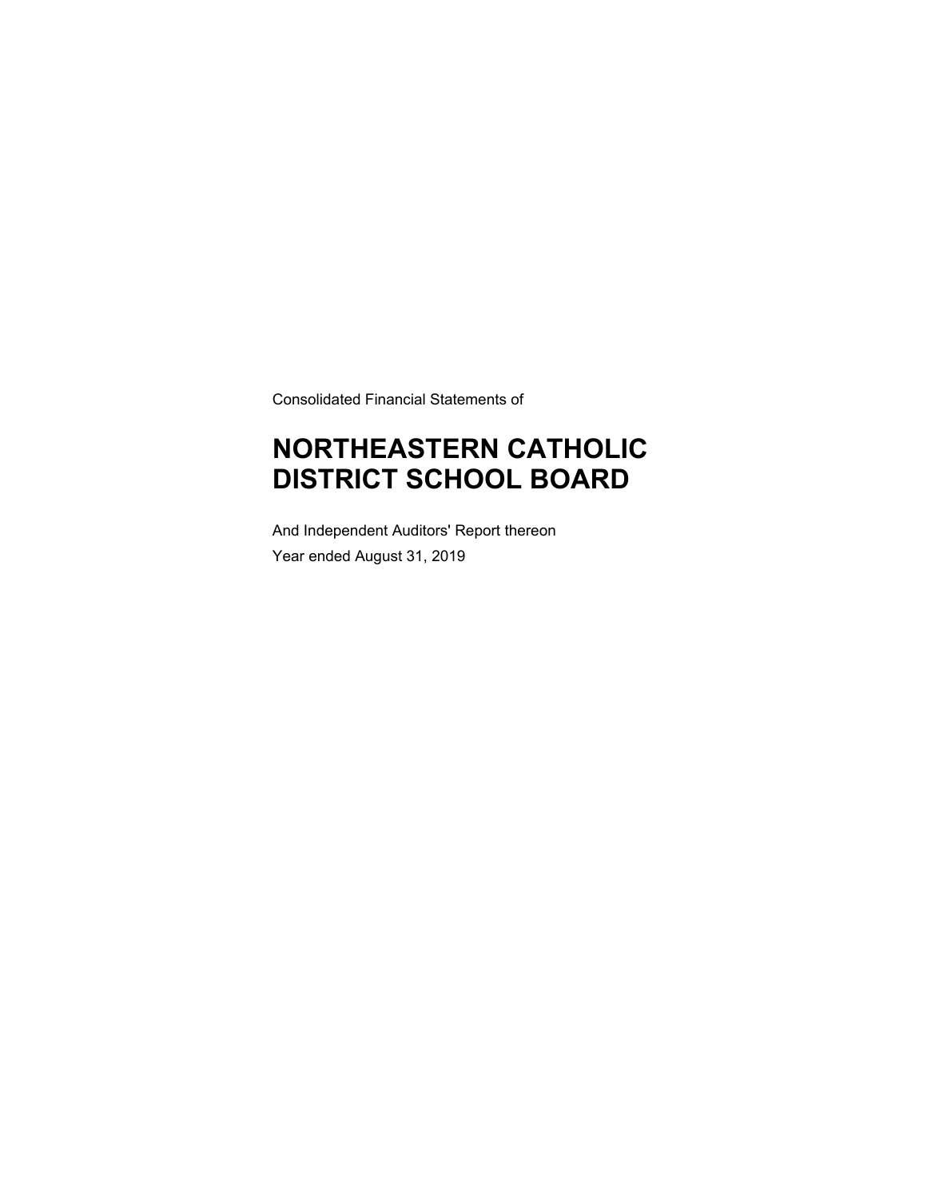Consolidated Financial Statements of

# NORTHEASTERN CATHOLIC DISTRICT SCHOOL BOARD

And Independent Auditors' Report thereon

Year ended August 31, 2019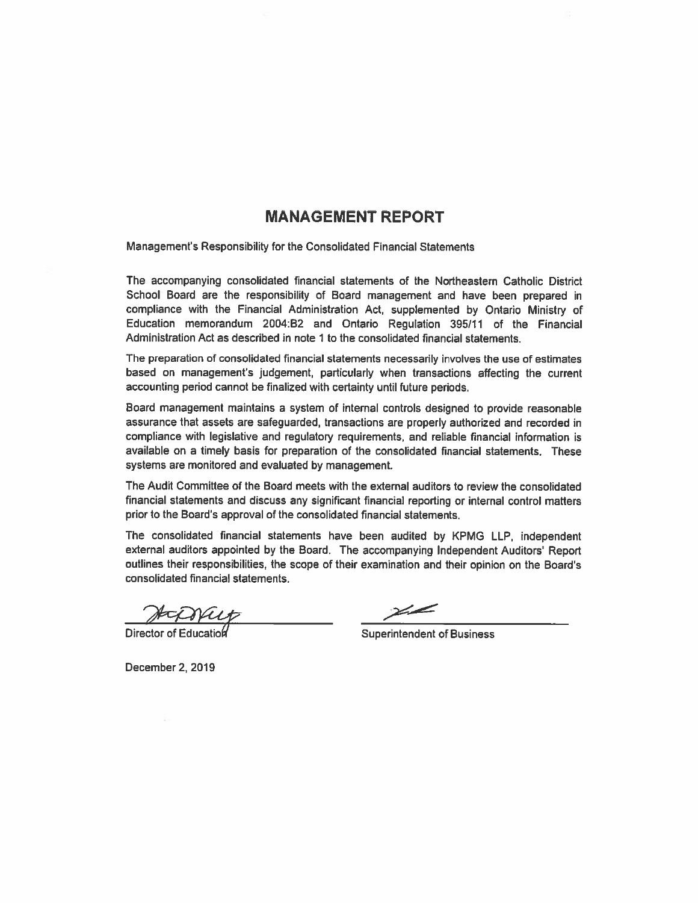# MANAGEMENT REPORT

Management's Responsibility for the Consolidated Financial Statements

The accompanying consolidated financial statements of the Northeastern Catholic District School Board are the responsibility of Board management and have been prepared in compliance with the Financial Administration Act, supplemented by Ontario Ministry of Education memorandum 2004:B2 and Ontario Regulation 395/11 of the Financial Administration Act as described in note 1 to the consolidated financial statements.

The preparation of consolidated financial statements necessarily involves the use of estimates based on management's judgement, particularly when transactions affecting the current accounting period cannot be finalized with certainty until future periods.

Board management maintains a system of internal controls designed to provide reasonable assurance that assets are safeguarded, transactions are properly authorized and recorded in compliance with legislative and regulatory requirements, and reliable financial information is available on a timely basis for preparation of the consolidated financial statements. These systems are monitored and evaluated by management.

The Audit Committee of the Board meets with the external auditors to review the consolidated financial statements and discuss any significant financial reporting or internal control matters prior to the Board's approval of the consolidated financial statements.

The consolidated financial statements have been audited by KPMG LLP, independent external auditors appointed by the Board. The accompanying Independent Auditors' Report outlines their responsibilities, the scope of their examination and their opinion on the Board's consolidated financial statements.

Director of Education

Superintendent of Business

December 2, 2019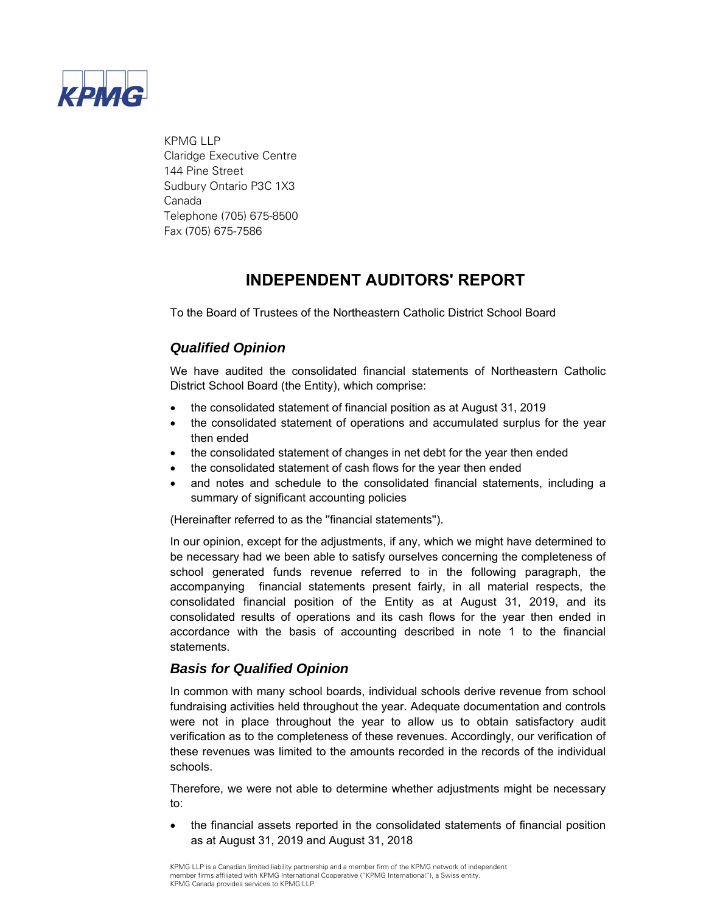KPMG LLP
Claridge Executive Centre
144 Pine Street
Sudbury Ontario P3C 1X3
Canada
Telephone (705) 675-8500
Fax (705) 675-7586

# INDEPENDENT AUDITORS' REPORT

To the Board of Trustees of the Northeastern Catholic District School Board

## *Qualified Opinion*

We have audited the consolidated financial statements of Northeastern Catholic District School Board (the Entity), which comprise:

- the consolidated statement of financial position as at August 31, 2019
- the consolidated statement of operations and accumulated surplus for the year then ended
- the consolidated statement of changes in net debt for the year then ended
- the consolidated statement of cash flows for the year then ended
- and notes and schedule to the consolidated financial statements, including a summary of significant accounting policies

(Hereinafter referred to as the "financial statements").

In our opinion, except for the adjustments, if any, which we might have determined to be necessary had we been able to satisfy ourselves concerning the completeness of school generated funds revenue referred to in the following paragraph, the accompanying financial statements present fairly, in all material respects, the consolidated financial position of the Entity as at August 31, 2019, and its consolidated results of operations and its cash flows for the year then ended in accordance with the basis of accounting described in note 1 to the financial statements.

## *Basis for Qualified Opinion*

In common with many school boards, individual schools derive revenue from school fundraising activities held throughout the year. Adequate documentation and controls were not in place throughout the year to allow us to obtain satisfactory audit verification as to the completeness of these revenues. Accordingly, our verification of these revenues was limited to the amounts recorded in the records of the individual schools.

Therefore, we were not able to determine whether adjustments might be necessary to:

- the financial assets reported in the consolidated statements of financial position as at August 31, 2019 and August 31, 2018

KPMG LLP is a Canadian limited liability partnership and a member firm of the KPMG network of independent member firms affiliated with KPMG International Cooperative ("KPMG International"), a Swiss entity. KPMG Canada provides services to KPMG LLP.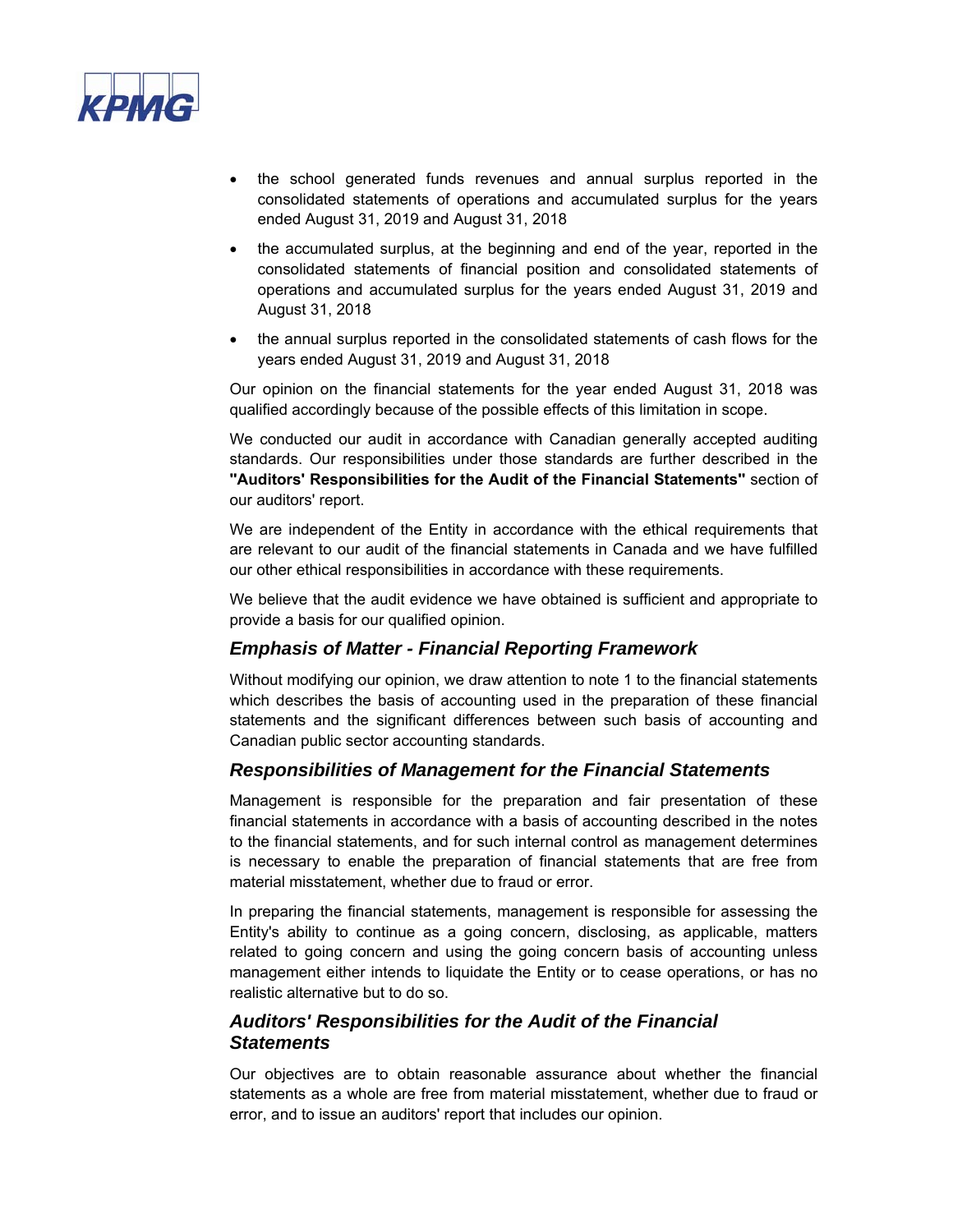- the school generated funds revenues and annual surplus reported in the consolidated statements of operations and accumulated surplus for the years ended August 31, 2019 and August 31, 2018
- the accumulated surplus, at the beginning and end of the year, reported in the consolidated statements of financial position and consolidated statements of operations and accumulated surplus for the years ended August 31, 2019 and August 31, 2018
- the annual surplus reported in the consolidated statements of cash flows for the years ended August 31, 2019 and August 31, 2018

Our opinion on the financial statements for the year ended August 31, 2018 was qualified accordingly because of the possible effects of this limitation in scope.

We conducted our audit in accordance with Canadian generally accepted auditing standards. Our responsibilities under those standards are further described in the **"Auditors' Responsibilities for the Audit of the Financial Statements"** section of our auditors' report.

We are independent of the Entity in accordance with the ethical requirements that are relevant to our audit of the financial statements in Canada and we have fulfilled our other ethical responsibilities in accordance with these requirements.

We believe that the audit evidence we have obtained is sufficient and appropriate to provide a basis for our qualified opinion.

## *Emphasis of Matter - Financial Reporting Framework*

Without modifying our opinion, we draw attention to note 1 to the financial statements which describes the basis of accounting used in the preparation of these financial statements and the significant differences between such basis of accounting and Canadian public sector accounting standards.

## *Responsibilities of Management for the Financial Statements*

Management is responsible for the preparation and fair presentation of these financial statements in accordance with a basis of accounting described in the notes to the financial statements, and for such internal control as management determines is necessary to enable the preparation of financial statements that are free from material misstatement, whether due to fraud or error.

In preparing the financial statements, management is responsible for assessing the Entity's ability to continue as a going concern, disclosing, as applicable, matters related to going concern and using the going concern basis of accounting unless management either intends to liquidate the Entity or to cease operations, or has no realistic alternative but to do so.

## *Auditors' Responsibilities for the Audit of the Financial Statements*

Our objectives are to obtain reasonable assurance about whether the financial statements as a whole are free from material misstatement, whether due to fraud or error, and to issue an auditors' report that includes our opinion.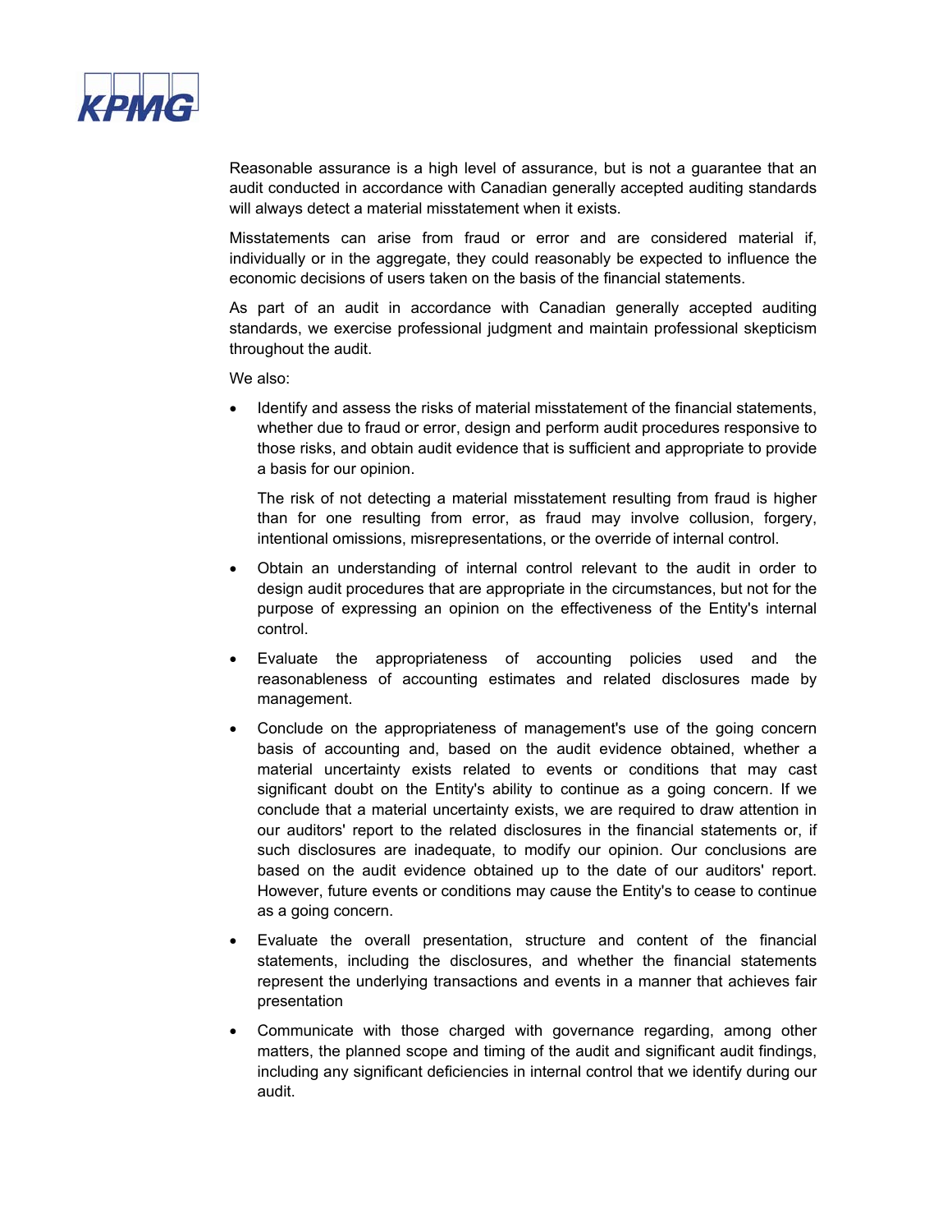Reasonable assurance is a high level of assurance, but is not a guarantee that an audit conducted in accordance with Canadian generally accepted auditing standards will always detect a material misstatement when it exists.

Misstatements can arise from fraud or error and are considered material if, individually or in the aggregate, they could reasonably be expected to influence the economic decisions of users taken on the basis of the financial statements.

As part of an audit in accordance with Canadian generally accepted auditing standards, we exercise professional judgment and maintain professional skepticism throughout the audit.

We also:

- Identify and assess the risks of material misstatement of the financial statements, whether due to fraud or error, design and perform audit procedures responsive to those risks, and obtain audit evidence that is sufficient and appropriate to provide a basis for our opinion.

  The risk of not detecting a material misstatement resulting from fraud is higher than for one resulting from error, as fraud may involve collusion, forgery, intentional omissions, misrepresentations, or the override of internal control.

- Obtain an understanding of internal control relevant to the audit in order to design audit procedures that are appropriate in the circumstances, but not for the purpose of expressing an opinion on the effectiveness of the Entity's internal control.

- Evaluate the appropriateness of accounting policies used and the reasonableness of accounting estimates and related disclosures made by management.

- Conclude on the appropriateness of management's use of the going concern basis of accounting and, based on the audit evidence obtained, whether a material uncertainty exists related to events or conditions that may cast significant doubt on the Entity's ability to continue as a going concern. If we conclude that a material uncertainty exists, we are required to draw attention in our auditors' report to the related disclosures in the financial statements or, if such disclosures are inadequate, to modify our opinion. Our conclusions are based on the audit evidence obtained up to the date of our auditors' report. However, future events or conditions may cause the Entity's to cease to continue as a going concern.

- Evaluate the overall presentation, structure and content of the financial statements, including the disclosures, and whether the financial statements represent the underlying transactions and events in a manner that achieves fair presentation

- Communicate with those charged with governance regarding, among other matters, the planned scope and timing of the audit and significant audit findings, including any significant deficiencies in internal control that we identify during our audit.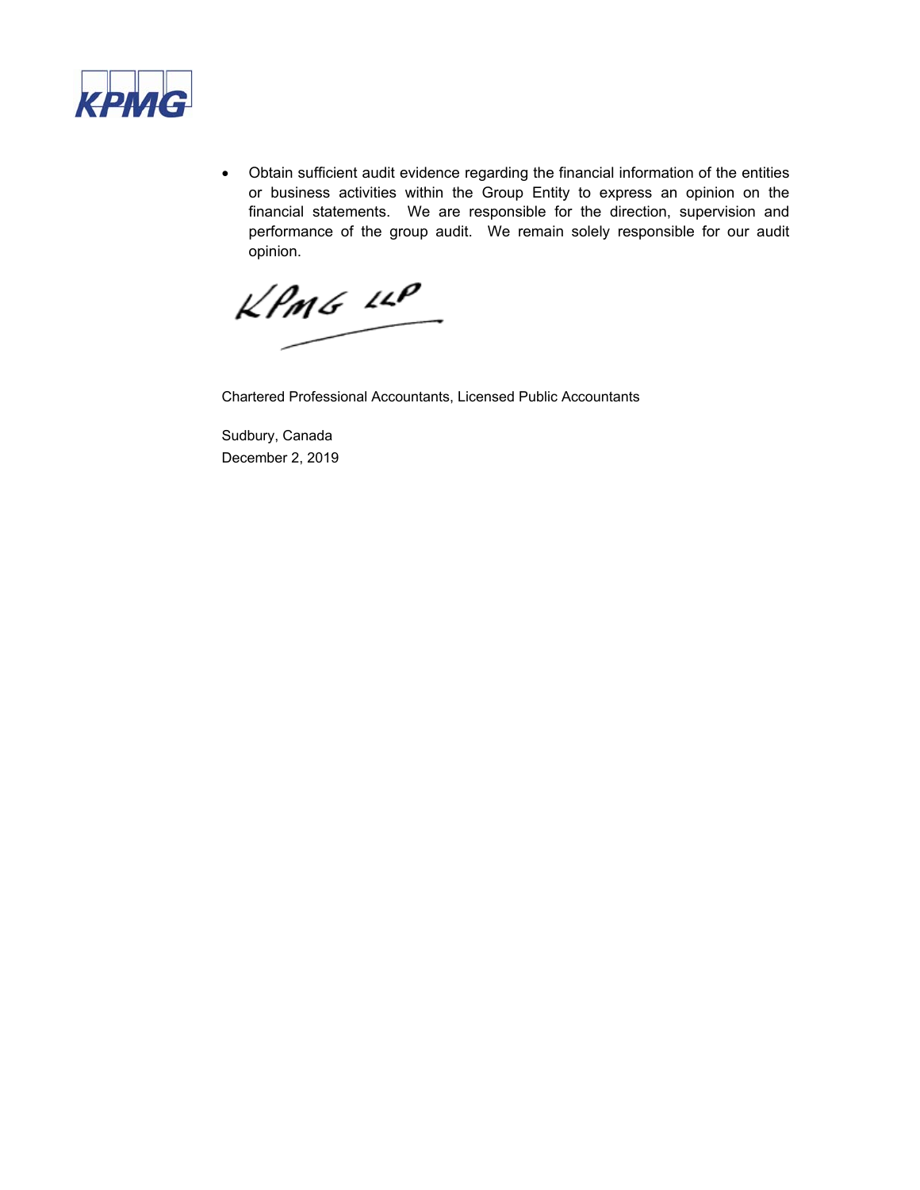- Obtain sufficient audit evidence regarding the financial information of the entities or business activities within the Group Entity to express an opinion on the financial statements. We are responsible for the direction, supervision and performance of the group audit. We remain solely responsible for our audit opinion.

KPMG LLP

Chartered Professional Accountants, Licensed Public Accountants

Sudbury, Canada
December 2, 2019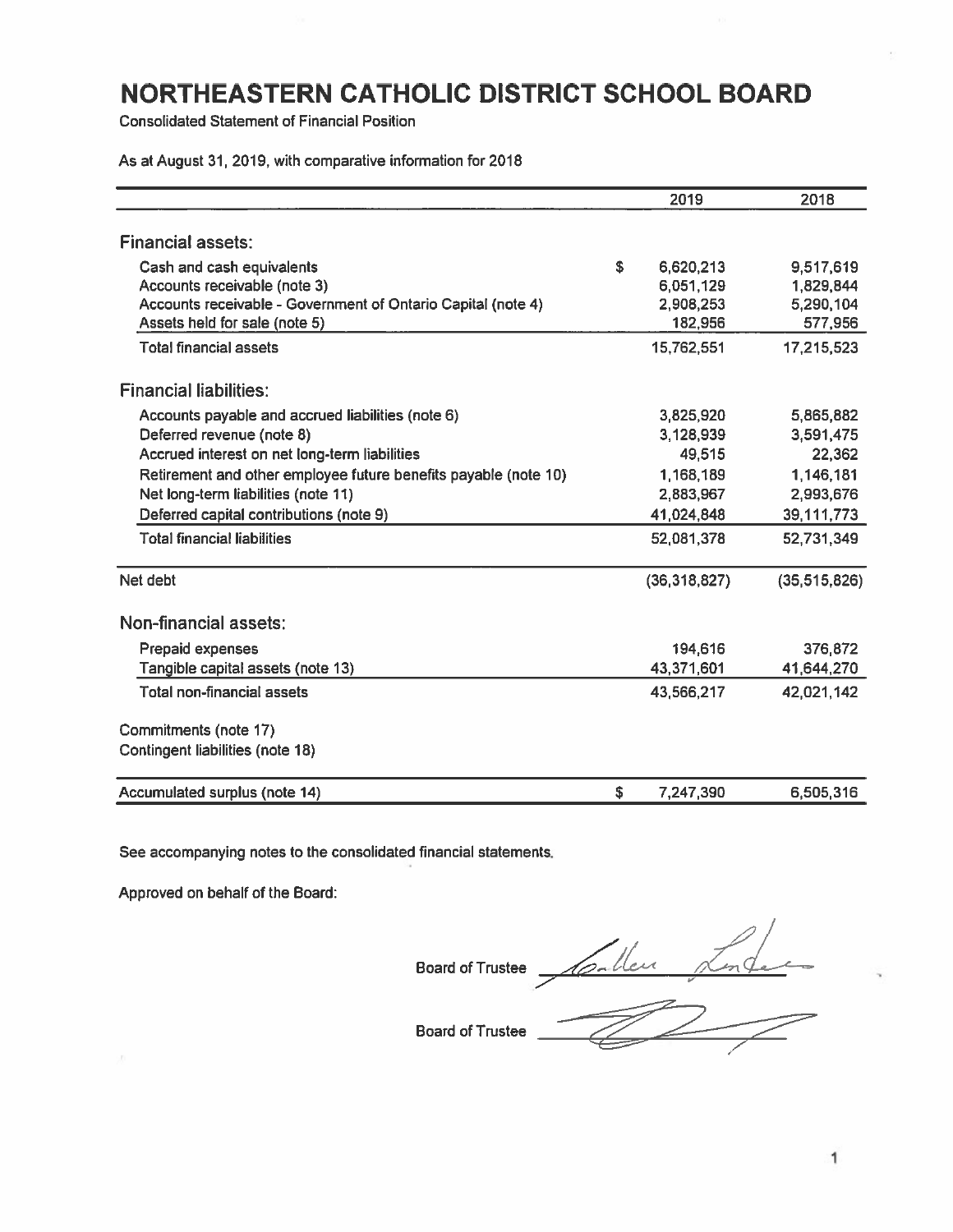# NORTHEASTERN CATHOLIC DISTRICT SCHOOL BOARD

Consolidated Statement of Financial Position

As at August 31, 2019, with comparative information for 2018

| | | 2019 | 2018 |
|---|---|---|---|
| **Financial assets:** | | | |
| Cash and cash equivalents | $ | 6,620,213 | 9,517,619 |
| Accounts receivable (note 3) | | 6,051,129 | 1,829,844 |
| Accounts receivable - Government of Ontario Capital (note 4) | | 2,908,253 | 5,290,104 |
| Assets held for sale (note 5) | | 182,956 | 577,956 |
| Total financial assets | | 15,762,551 | 17,215,523 |
| **Financial liabilities:** | | | |
| Accounts payable and accrued liabilities (note 6) | | 3,825,920 | 5,865,882 |
| Deferred revenue (note 8) | | 3,128,939 | 3,591,475 |
| Accrued interest on net long-term liabilities | | 49,515 | 22,362 |
| Retirement and other employee future benefits payable (note 10) | | 1,168,189 | 1,146,181 |
| Net long-term liabilities (note 11) | | 2,883,967 | 2,993,676 |
| Deferred capital contributions (note 9) | | 41,024,848 | 39,111,773 |
| Total financial liabilities | | 52,081,378 | 52,731,349 |
| Net debt | | (36,318,827) | (35,515,826) |
| **Non-financial assets:** | | | |
| Prepaid expenses | | 194,616 | 376,872 |
| Tangible capital assets (note 13) | | 43,371,601 | 41,644,270 |
| Total non-financial assets | | 43,566,217 | 42,021,142 |
| Commitments (note 17) | | | |
| Contingent liabilities (note 18) | | | |
| Accumulated surplus (note 14) | $ | 7,247,390 | 6,505,316 |

See accompanying notes to the consolidated financial statements.

Approved on behalf of the Board:

Board of Trustee ______________________

Board of Trustee ______________________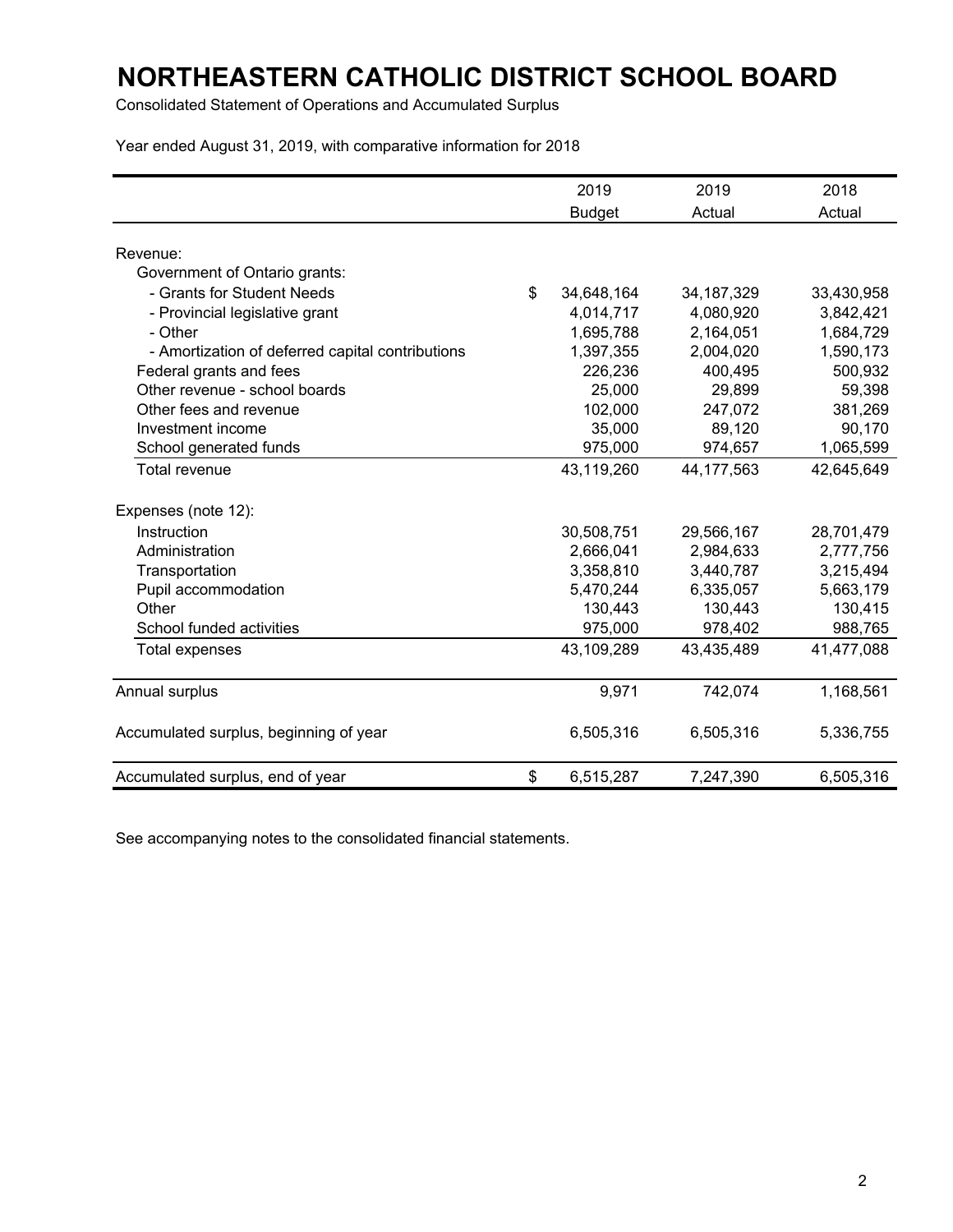# NORTHEASTERN CATHOLIC DISTRICT SCHOOL BOARD

Consolidated Statement of Operations and Accumulated Surplus

Year ended August 31, 2019, with comparative information for 2018

| | 2019 Budget | 2019 Actual | 2018 Actual |
|---|---|---|---|
| Revenue: | | | |
| Government of Ontario grants: | | | |
| - Grants for Student Needs | $ 34,648,164 | 34,187,329 | 33,430,958 |
| - Provincial legislative grant | 4,014,717 | 4,080,920 | 3,842,421 |
| - Other | 1,695,788 | 2,164,051 | 1,684,729 |
| - Amortization of deferred capital contributions | 1,397,355 | 2,004,020 | 1,590,173 |
| Federal grants and fees | 226,236 | 400,495 | 500,932 |
| Other revenue - school boards | 25,000 | 29,899 | 59,398 |
| Other fees and revenue | 102,000 | 247,072 | 381,269 |
| Investment income | 35,000 | 89,120 | 90,170 |
| School generated funds | 975,000 | 974,657 | 1,065,599 |
| Total revenue | 43,119,260 | 44,177,563 | 42,645,649 |
| Expenses (note 12): | | | |
| Instruction | 30,508,751 | 29,566,167 | 28,701,479 |
| Administration | 2,666,041 | 2,984,633 | 2,777,756 |
| Transportation | 3,358,810 | 3,440,787 | 3,215,494 |
| Pupil accommodation | 5,470,244 | 6,335,057 | 5,663,179 |
| Other | 130,443 | 130,443 | 130,415 |
| School funded activities | 975,000 | 978,402 | 988,765 |
| Total expenses | 43,109,289 | 43,435,489 | 41,477,088 |
| Annual surplus | 9,971 | 742,074 | 1,168,561 |
| Accumulated surplus, beginning of year | 6,505,316 | 6,505,316 | 5,336,755 |
| Accumulated surplus, end of year | $ 6,515,287 | 7,247,390 | 6,505,316 |

See accompanying notes to the consolidated financial statements.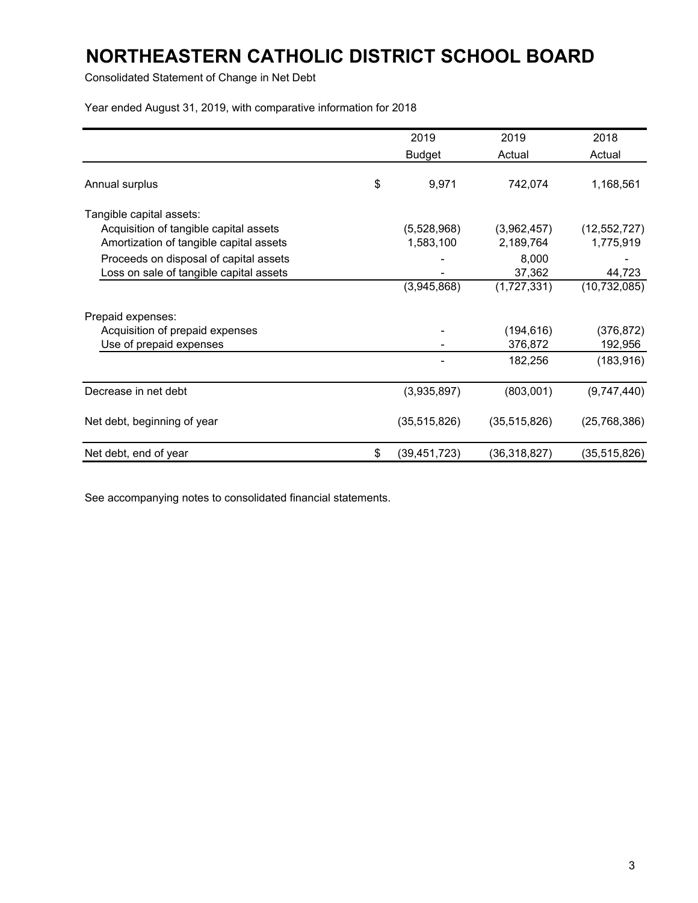# NORTHEASTERN CATHOLIC DISTRICT SCHOOL BOARD

Consolidated Statement of Change in Net Debt

Year ended August 31, 2019, with comparative information for 2018

| | 2019 Budget | 2019 Actual | 2018 Actual |
|---|---|---|---|
| Annual surplus | $ 9,971 | 742,074 | 1,168,561 |
| Tangible capital assets: | | | |
| Acquisition of tangible capital assets | (5,528,968) | (3,962,457) | (12,552,727) |
| Amortization of tangible capital assets | 1,583,100 | 2,189,764 | 1,775,919 |
| Proceeds on disposal of capital assets | - | 8,000 | - |
| Loss on sale of tangible capital assets | - | 37,362 | 44,723 |
| | (3,945,868) | (1,727,331) | (10,732,085) |
| Prepaid expenses: | | | |
| Acquisition of prepaid expenses | - | (194,616) | (376,872) |
| Use of prepaid expenses | - | 376,872 | 192,956 |
| | - | 182,256 | (183,916) |
| Decrease in net debt | (3,935,897) | (803,001) | (9,747,440) |
| Net debt, beginning of year | (35,515,826) | (35,515,826) | (25,768,386) |
| Net debt, end of year | $ (39,451,723) | (36,318,827) | (35,515,826) |

See accompanying notes to consolidated financial statements.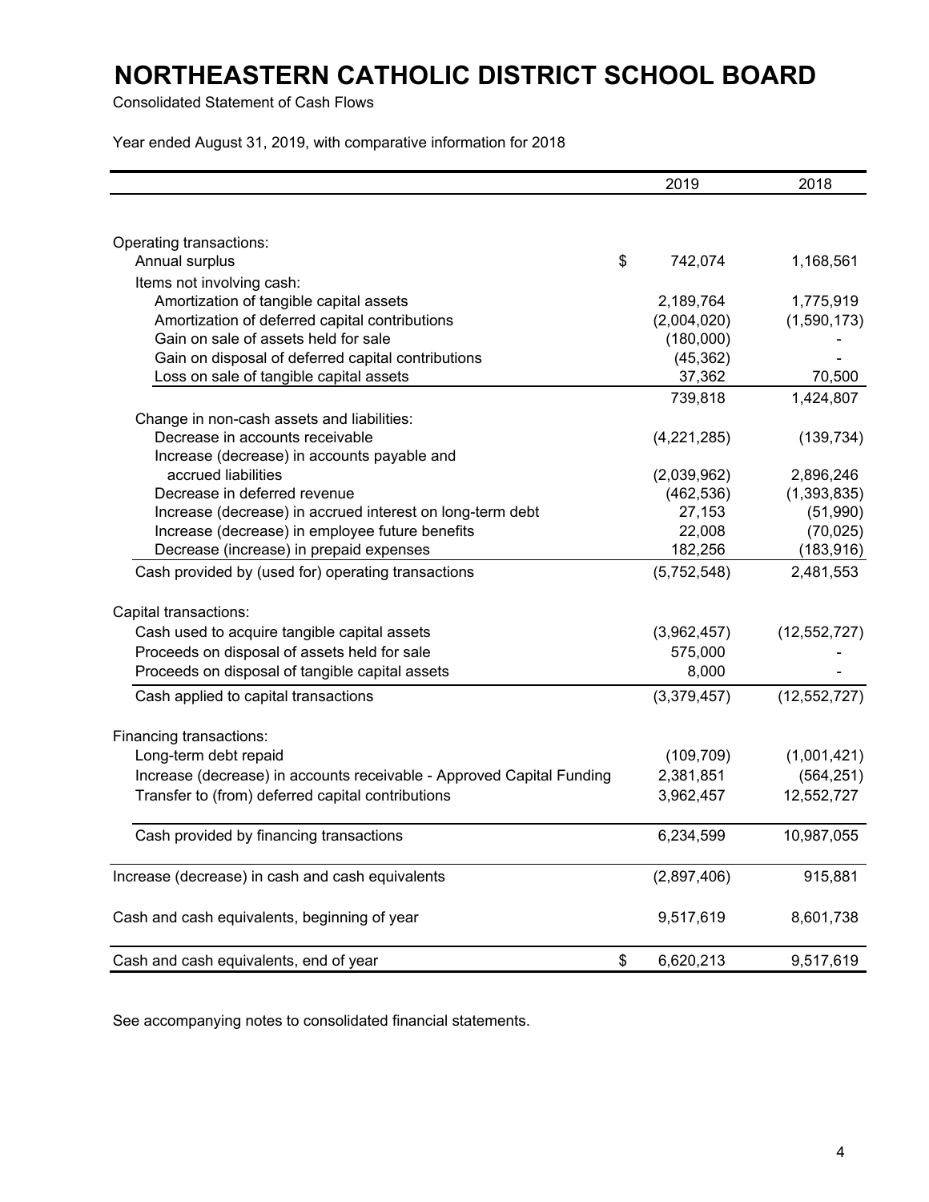# NORTHEASTERN CATHOLIC DISTRICT SCHOOL BOARD

Consolidated Statement of Cash Flows

Year ended August 31, 2019, with comparative information for 2018

| | 2019 | 2018 |
|---|---|---|
| **Operating transactions:** | | |
| Annual surplus | $ 742,074 | 1,168,561 |
| Items not involving cash: | | |
| Amortization of tangible capital assets | 2,189,764 | 1,775,919 |
| Amortization of deferred capital contributions | (2,004,020) | (1,590,173) |
| Gain on sale of assets held for sale | (180,000) | - |
| Gain on disposal of deferred capital contributions | (45,362) | - |
| Loss on sale of tangible capital assets | 37,362 | 70,500 |
| | 739,818 | 1,424,807 |
| Change in non-cash assets and liabilities: | | |
| Decrease in accounts receivable | (4,221,285) | (139,734) |
| Increase (decrease) in accounts payable and accrued liabilities | (2,039,962) | 2,896,246 |
| Decrease in deferred revenue | (462,536) | (1,393,835) |
| Increase (decrease) in accrued interest on long-term debt | 27,153 | (51,990) |
| Increase (decrease) in employee future benefits | 22,008 | (70,025) |
| Decrease (increase) in prepaid expenses | 182,256 | (183,916) |
| Cash provided by (used for) operating transactions | (5,752,548) | 2,481,553 |
| **Capital transactions:** | | |
| Cash used to acquire tangible capital assets | (3,962,457) | (12,552,727) |
| Proceeds on disposal of assets held for sale | 575,000 | - |
| Proceeds on disposal of tangible capital assets | 8,000 | - |
| Cash applied to capital transactions | (3,379,457) | (12,552,727) |
| **Financing transactions:** | | |
| Long-term debt repaid | (109,709) | (1,001,421) |
| Increase (decrease) in accounts receivable - Approved Capital Funding | 2,381,851 | (564,251) |
| Transfer to (from) deferred capital contributions | 3,962,457 | 12,552,727 |
| Cash provided by financing transactions | 6,234,599 | 10,987,055 |
| Increase (decrease) in cash and cash equivalents | (2,897,406) | 915,881 |
| Cash and cash equivalents, beginning of year | 9,517,619 | 8,601,738 |
| Cash and cash equivalents, end of year | $ 6,620,213 | 9,517,619 |

See accompanying notes to consolidated financial statements.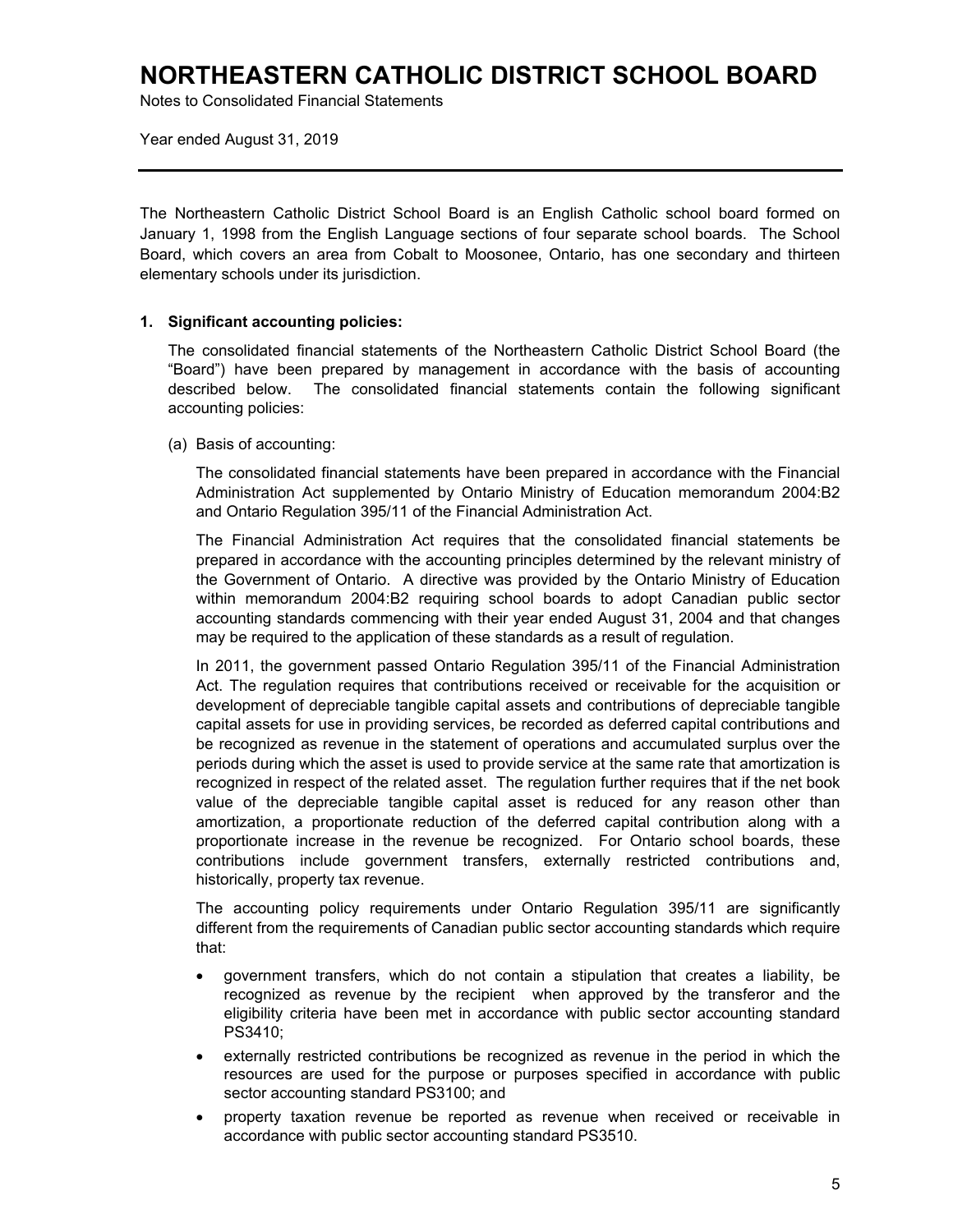# NORTHEASTERN CATHOLIC DISTRICT SCHOOL BOARD

Notes to Consolidated Financial Statements

Year ended August 31, 2019

---

The Northeastern Catholic District School Board is an English Catholic school board formed on January 1, 1998 from the English Language sections of four separate school boards. The School Board, which covers an area from Cobalt to Moosonee, Ontario, has one secondary and thirteen elementary schools under its jurisdiction.

**1. Significant accounting policies:**

The consolidated financial statements of the Northeastern Catholic District School Board (the "Board") have been prepared by management in accordance with the basis of accounting described below. The consolidated financial statements contain the following significant accounting policies:

(a) Basis of accounting:

The consolidated financial statements have been prepared in accordance with the Financial Administration Act supplemented by Ontario Ministry of Education memorandum 2004:B2 and Ontario Regulation 395/11 of the Financial Administration Act.

The Financial Administration Act requires that the consolidated financial statements be prepared in accordance with the accounting principles determined by the relevant ministry of the Government of Ontario. A directive was provided by the Ontario Ministry of Education within memorandum 2004:B2 requiring school boards to adopt Canadian public sector accounting standards commencing with their year ended August 31, 2004 and that changes may be required to the application of these standards as a result of regulation.

In 2011, the government passed Ontario Regulation 395/11 of the Financial Administration Act. The regulation requires that contributions received or receivable for the acquisition or development of depreciable tangible capital assets and contributions of depreciable tangible capital assets for use in providing services, be recorded as deferred capital contributions and be recognized as revenue in the statement of operations and accumulated surplus over the periods during which the asset is used to provide service at the same rate that amortization is recognized in respect of the related asset. The regulation further requires that if the net book value of the depreciable tangible capital asset is reduced for any reason other than amortization, a proportionate reduction of the deferred capital contribution along with a proportionate increase in the revenue be recognized. For Ontario school boards, these contributions include government transfers, externally restricted contributions and, historically, property tax revenue.

The accounting policy requirements under Ontario Regulation 395/11 are significantly different from the requirements of Canadian public sector accounting standards which require that:

- government transfers, which do not contain a stipulation that creates a liability, be recognized as revenue by the recipient when approved by the transferor and the eligibility criteria have been met in accordance with public sector accounting standard PS3410;
- externally restricted contributions be recognized as revenue in the period in which the resources are used for the purpose or purposes specified in accordance with public sector accounting standard PS3100; and
- property taxation revenue be reported as revenue when received or receivable in accordance with public sector accounting standard PS3510.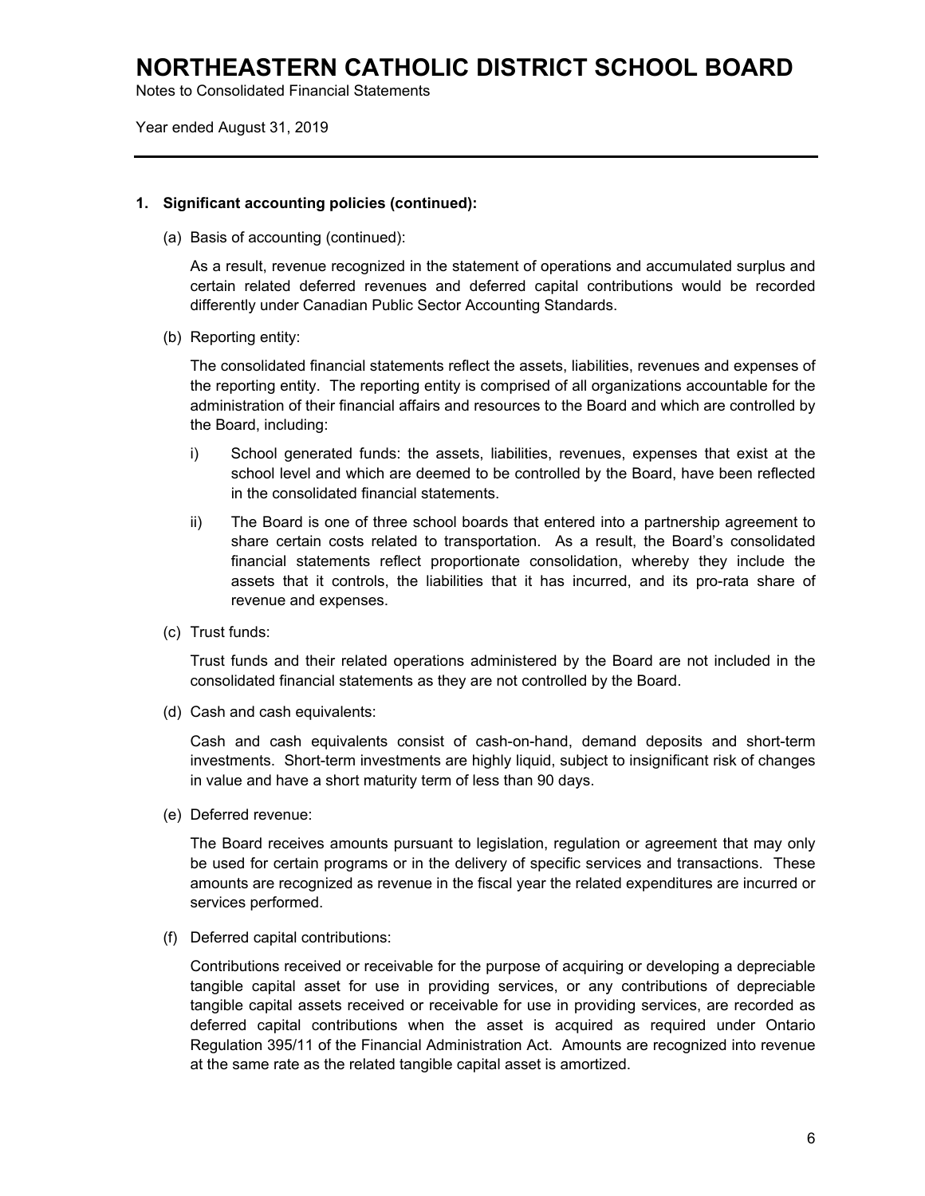## 1. Significant accounting policies (continued):

(a) Basis of accounting (continued):

As a result, revenue recognized in the statement of operations and accumulated surplus and certain related deferred revenues and deferred capital contributions would be recorded differently under Canadian Public Sector Accounting Standards.

(b) Reporting entity:

The consolidated financial statements reflect the assets, liabilities, revenues and expenses of the reporting entity. The reporting entity is comprised of all organizations accountable for the administration of their financial affairs and resources to the Board and which are controlled by the Board, including:

i) School generated funds: the assets, liabilities, revenues, expenses that exist at the school level and which are deemed to be controlled by the Board, have been reflected in the consolidated financial statements.

ii) The Board is one of three school boards that entered into a partnership agreement to share certain costs related to transportation. As a result, the Board's consolidated financial statements reflect proportionate consolidation, whereby they include the assets that it controls, the liabilities that it has incurred, and its pro-rata share of revenue and expenses.

(c) Trust funds:

Trust funds and their related operations administered by the Board are not included in the consolidated financial statements as they are not controlled by the Board.

(d) Cash and cash equivalents:

Cash and cash equivalents consist of cash-on-hand, demand deposits and short-term investments. Short-term investments are highly liquid, subject to insignificant risk of changes in value and have a short maturity term of less than 90 days.

(e) Deferred revenue:

The Board receives amounts pursuant to legislation, regulation or agreement that may only be used for certain programs or in the delivery of specific services and transactions. These amounts are recognized as revenue in the fiscal year the related expenditures are incurred or services performed.

(f) Deferred capital contributions:

Contributions received or receivable for the purpose of acquiring or developing a depreciable tangible capital asset for use in providing services, or any contributions of depreciable tangible capital assets received or receivable for use in providing services, are recorded as deferred capital contributions when the asset is acquired as required under Ontario Regulation 395/11 of the Financial Administration Act. Amounts are recognized into revenue at the same rate as the related tangible capital asset is amortized.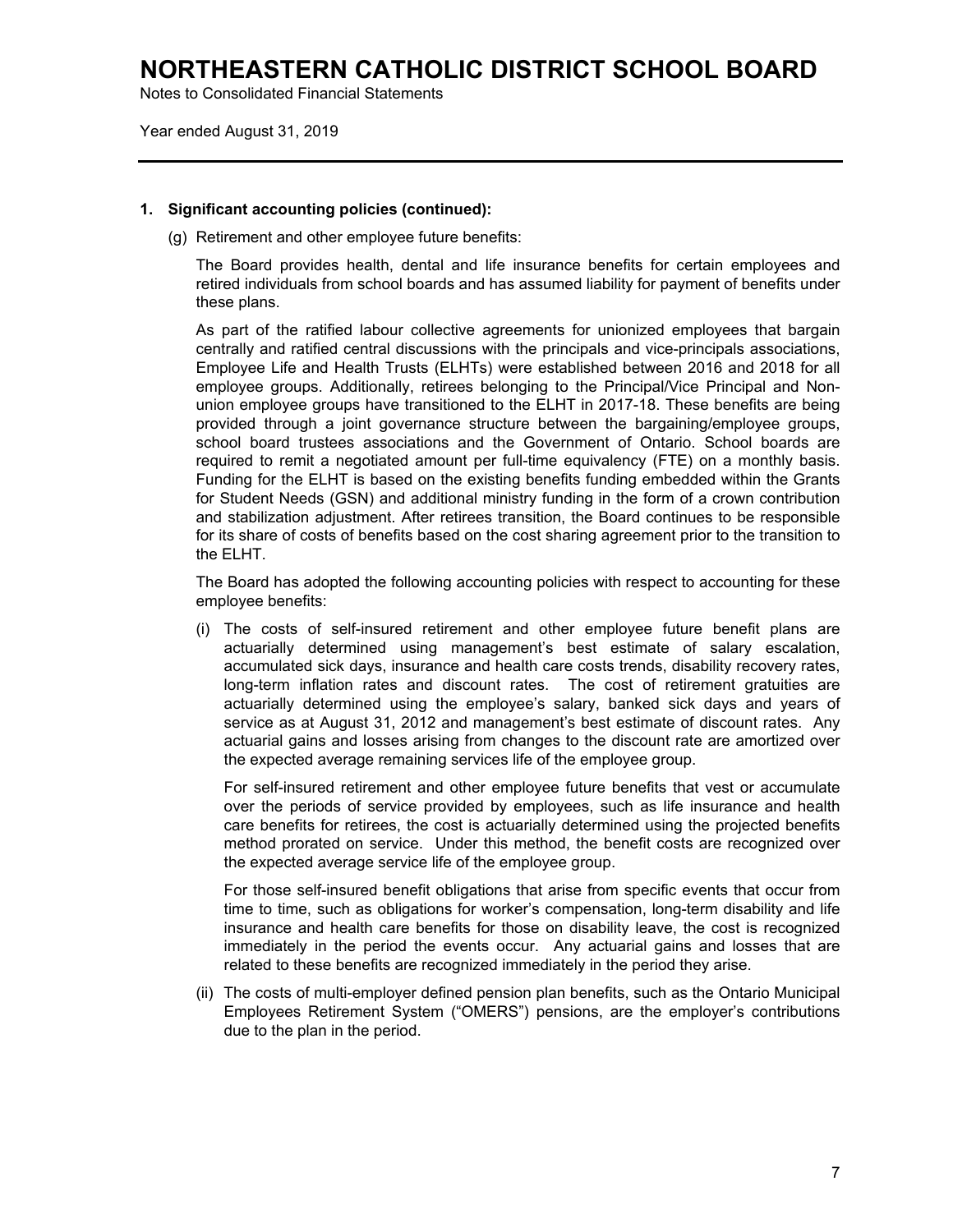# NORTHEASTERN CATHOLIC DISTRICT SCHOOL BOARD

Notes to Consolidated Financial Statements

Year ended August 31, 2019

**1. Significant accounting policies (continued):**

(g) Retirement and other employee future benefits:

The Board provides health, dental and life insurance benefits for certain employees and retired individuals from school boards and has assumed liability for payment of benefits under these plans.

As part of the ratified labour collective agreements for unionized employees that bargain centrally and ratified central discussions with the principals and vice-principals associations, Employee Life and Health Trusts (ELHTs) were established between 2016 and 2018 for all employee groups. Additionally, retirees belonging to the Principal/Vice Principal and Non-union employee groups have transitioned to the ELHT in 2017-18. These benefits are being provided through a joint governance structure between the bargaining/employee groups, school board trustees associations and the Government of Ontario. School boards are required to remit a negotiated amount per full-time equivalency (FTE) on a monthly basis. Funding for the ELHT is based on the existing benefits funding embedded within the Grants for Student Needs (GSN) and additional ministry funding in the form of a crown contribution and stabilization adjustment. After retirees transition, the Board continues to be responsible for its share of costs of benefits based on the cost sharing agreement prior to the transition to the ELHT.

The Board has adopted the following accounting policies with respect to accounting for these employee benefits:

(i) The costs of self-insured retirement and other employee future benefit plans are actuarially determined using management's best estimate of salary escalation, accumulated sick days, insurance and health care costs trends, disability recovery rates, long-term inflation rates and discount rates. The cost of retirement gratuities are actuarially determined using the employee's salary, banked sick days and years of service as at August 31, 2012 and management's best estimate of discount rates. Any actuarial gains and losses arising from changes to the discount rate are amortized over the expected average remaining services life of the employee group.

For self-insured retirement and other employee future benefits that vest or accumulate over the periods of service provided by employees, such as life insurance and health care benefits for retirees, the cost is actuarially determined using the projected benefits method prorated on service. Under this method, the benefit costs are recognized over the expected average service life of the employee group.

For those self-insured benefit obligations that arise from specific events that occur from time to time, such as obligations for worker's compensation, long-term disability and life insurance and health care benefits for those on disability leave, the cost is recognized immediately in the period the events occur. Any actuarial gains and losses that are related to these benefits are recognized immediately in the period they arise.

(ii) The costs of multi-employer defined pension plan benefits, such as the Ontario Municipal Employees Retirement System ("OMERS") pensions, are the employer's contributions due to the plan in the period.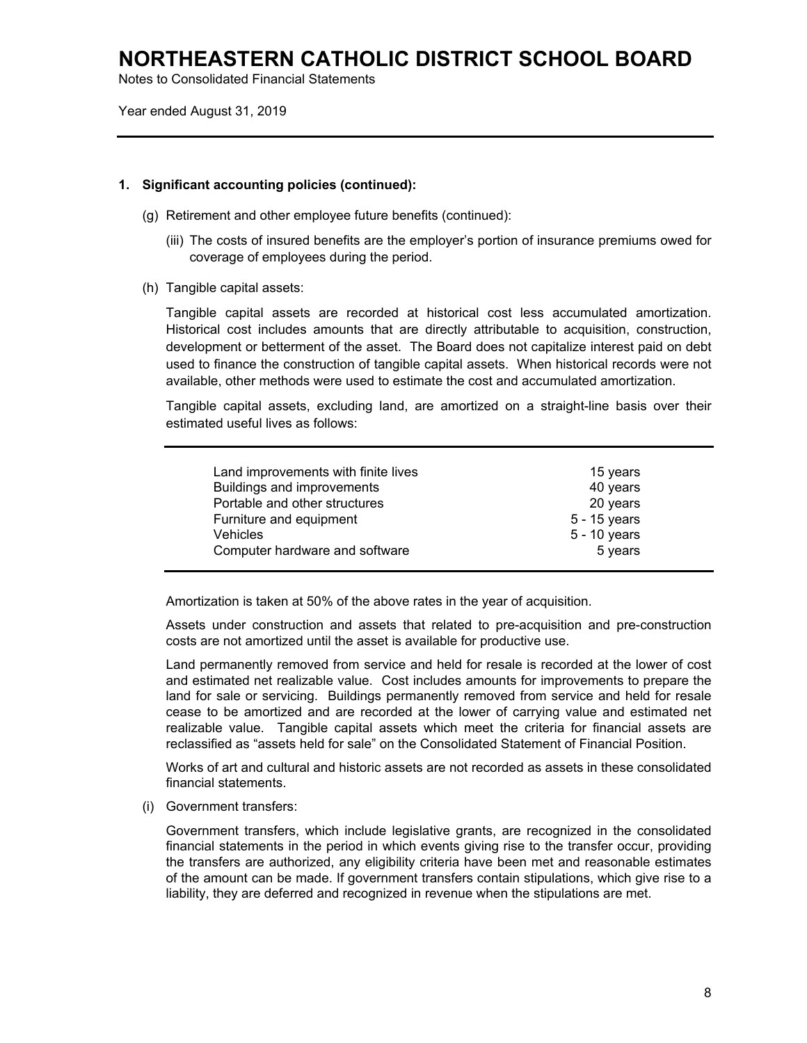## 1. Significant accounting policies (continued):

(g) Retirement and other employee future benefits (continued):

(iii) The costs of insured benefits are the employer's portion of insurance premiums owed for coverage of employees during the period.

(h) Tangible capital assets:

Tangible capital assets are recorded at historical cost less accumulated amortization. Historical cost includes amounts that are directly attributable to acquisition, construction, development or betterment of the asset. The Board does not capitalize interest paid on debt used to finance the construction of tangible capital assets. When historical records were not available, other methods were used to estimate the cost and accumulated amortization.

Tangible capital assets, excluding land, are amortized on a straight-line basis over their estimated useful lives as follows:

| | |
|---|---|
| Land improvements with finite lives | 15 years |
| Buildings and improvements | 40 years |
| Portable and other structures | 20 years |
| Furniture and equipment | 5 - 15 years |
| Vehicles | 5 - 10 years |
| Computer hardware and software | 5 years |

Amortization is taken at 50% of the above rates in the year of acquisition.

Assets under construction and assets that related to pre-acquisition and pre-construction costs are not amortized until the asset is available for productive use.

Land permanently removed from service and held for resale is recorded at the lower of cost and estimated net realizable value. Cost includes amounts for improvements to prepare the land for sale or servicing. Buildings permanently removed from service and held for resale cease to be amortized and are recorded at the lower of carrying value and estimated net realizable value. Tangible capital assets which meet the criteria for financial assets are reclassified as "assets held for sale" on the Consolidated Statement of Financial Position.

Works of art and cultural and historic assets are not recorded as assets in these consolidated financial statements.

(i) Government transfers:

Government transfers, which include legislative grants, are recognized in the consolidated financial statements in the period in which events giving rise to the transfer occur, providing the transfers are authorized, any eligibility criteria have been met and reasonable estimates of the amount can be made. If government transfers contain stipulations, which give rise to a liability, they are deferred and recognized in revenue when the stipulations are met.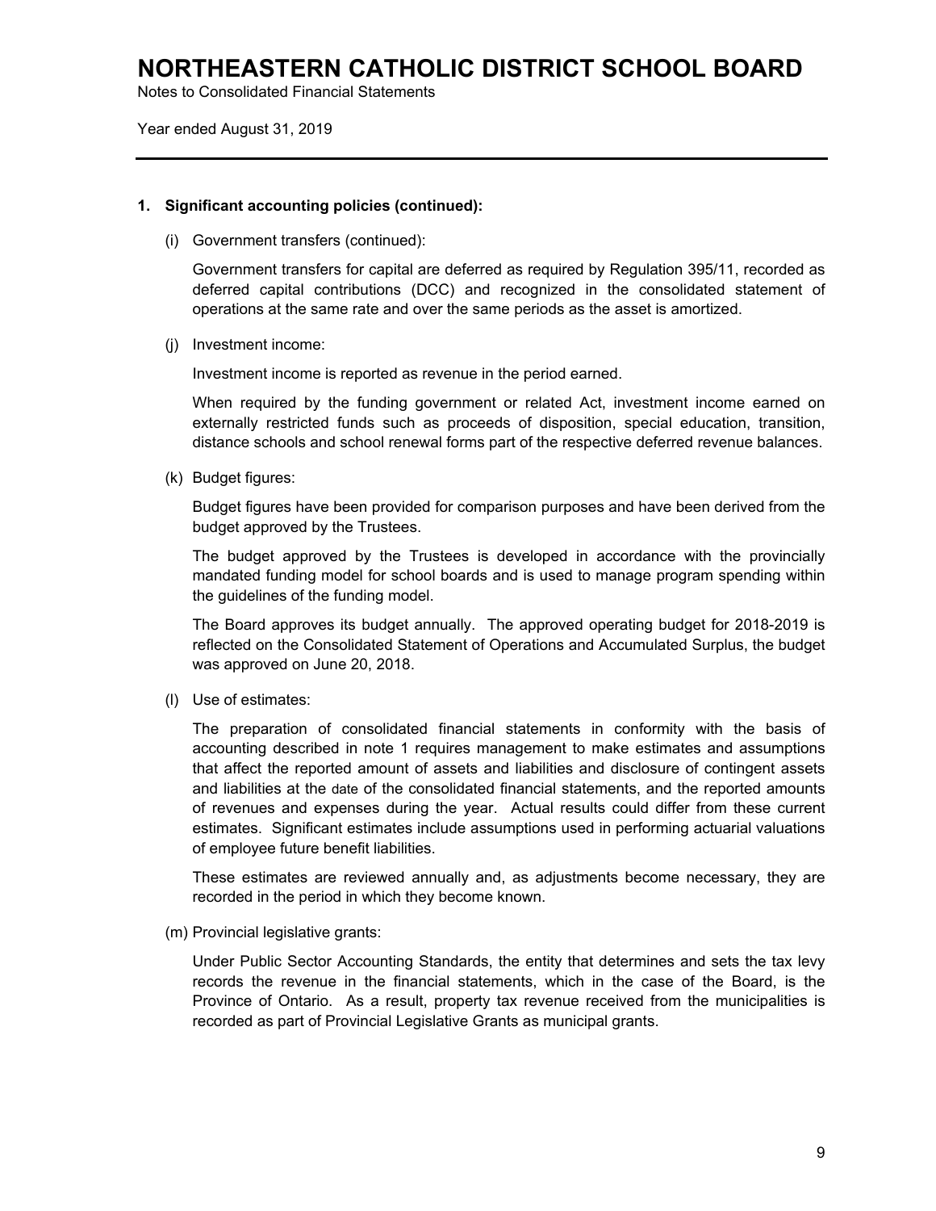# NORTHEASTERN CATHOLIC DISTRICT SCHOOL BOARD

Notes to Consolidated Financial Statements

Year ended August 31, 2019

---

**1. Significant accounting policies (continued):**

(i) Government transfers (continued):

Government transfers for capital are deferred as required by Regulation 395/11, recorded as deferred capital contributions (DCC) and recognized in the consolidated statement of operations at the same rate and over the same periods as the asset is amortized.

(j) Investment income:

Investment income is reported as revenue in the period earned.

When required by the funding government or related Act, investment income earned on externally restricted funds such as proceeds of disposition, special education, transition, distance schools and school renewal forms part of the respective deferred revenue balances.

(k) Budget figures:

Budget figures have been provided for comparison purposes and have been derived from the budget approved by the Trustees.

The budget approved by the Trustees is developed in accordance with the provincially mandated funding model for school boards and is used to manage program spending within the guidelines of the funding model.

The Board approves its budget annually. The approved operating budget for 2018-2019 is reflected on the Consolidated Statement of Operations and Accumulated Surplus, the budget was approved on June 20, 2018.

(l) Use of estimates:

The preparation of consolidated financial statements in conformity with the basis of accounting described in note 1 requires management to make estimates and assumptions that affect the reported amount of assets and liabilities and disclosure of contingent assets and liabilities at the date of the consolidated financial statements, and the reported amounts of revenues and expenses during the year. Actual results could differ from these current estimates. Significant estimates include assumptions used in performing actuarial valuations of employee future benefit liabilities.

These estimates are reviewed annually and, as adjustments become necessary, they are recorded in the period in which they become known.

(m) Provincial legislative grants:

Under Public Sector Accounting Standards, the entity that determines and sets the tax levy records the revenue in the financial statements, which in the case of the Board, is the Province of Ontario. As a result, property tax revenue received from the municipalities is recorded as part of Provincial Legislative Grants as municipal grants.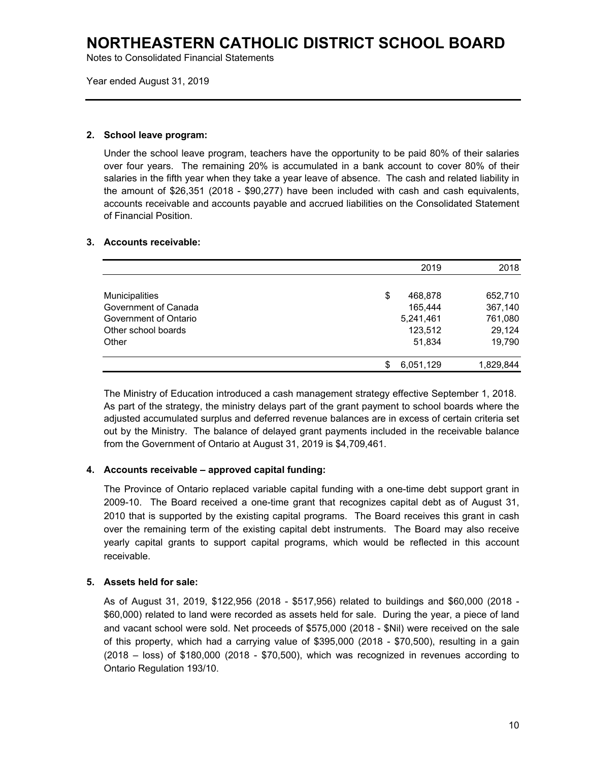# NORTHEASTERN CATHOLIC DISTRICT SCHOOL BOARD

Notes to Consolidated Financial Statements

Year ended August 31, 2019

### 2. School leave program:

Under the school leave program, teachers have the opportunity to be paid 80% of their salaries over four years. The remaining 20% is accumulated in a bank account to cover 80% of their salaries in the fifth year when they take a year leave of absence. The cash and related liability in the amount of $26,351 (2018 - $90,277) have been included with cash and cash equivalents, accounts receivable and accounts payable and accrued liabilities on the Consolidated Statement of Financial Position.

### 3. Accounts receivable:

| | 2019 | 2018 |
|---|---|---|
| Municipalities | $ 468,878 | 652,710 |
| Government of Canada | 165,444 | 367,140 |
| Government of Ontario | 5,241,461 | 761,080 |
| Other school boards | 123,512 | 29,124 |
| Other | 51,834 | 19,790 |
| | $ 6,051,129 | 1,829,844 |

The Ministry of Education introduced a cash management strategy effective September 1, 2018. As part of the strategy, the ministry delays part of the grant payment to school boards where the adjusted accumulated surplus and deferred revenue balances are in excess of certain criteria set out by the Ministry. The balance of delayed grant payments included in the receivable balance from the Government of Ontario at August 31, 2019 is $4,709,461.

### 4. Accounts receivable – approved capital funding:

The Province of Ontario replaced variable capital funding with a one-time debt support grant in 2009-10. The Board received a one-time grant that recognizes capital debt as of August 31, 2010 that is supported by the existing capital programs. The Board receives this grant in cash over the remaining term of the existing capital debt instruments. The Board may also receive yearly capital grants to support capital programs, which would be reflected in this account receivable.

### 5. Assets held for sale:

As of August 31, 2019, $122,956 (2018 - $517,956) related to buildings and $60,000 (2018 - $60,000) related to land were recorded as assets held for sale. During the year, a piece of land and vacant school were sold. Net proceeds of $575,000 (2018 - $Nil) were received on the sale of this property, which had a carrying value of $395,000 (2018 - $70,500), resulting in a gain (2018 – loss) of $180,000 (2018 - $70,500), which was recognized in revenues according to Ontario Regulation 193/10.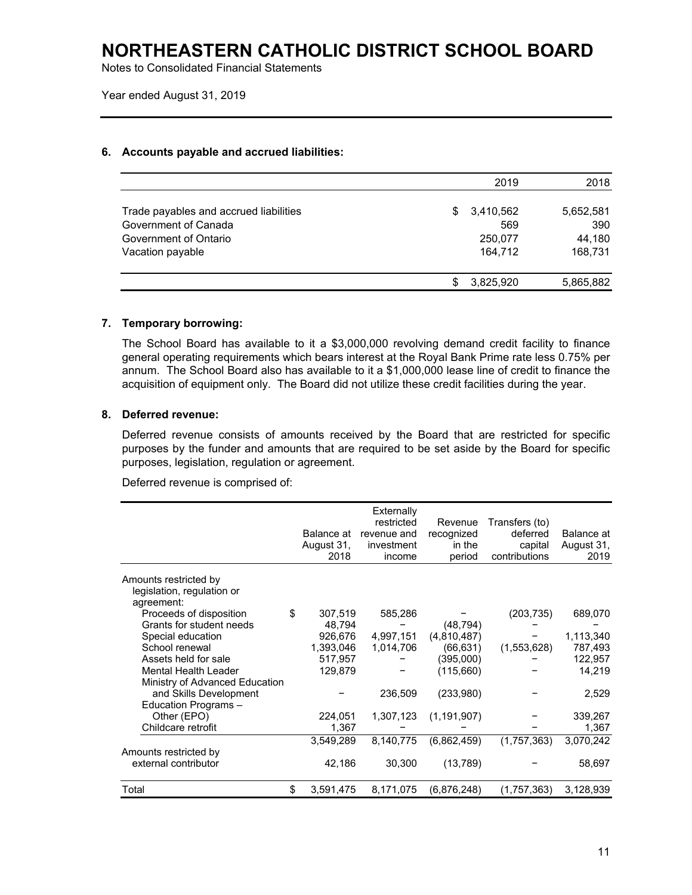# NORTHEASTERN CATHOLIC DISTRICT SCHOOL BOARD

Notes to Consolidated Financial Statements

Year ended August 31, 2019

### 6. Accounts payable and accrued liabilities:

| | 2019 | 2018 |
|---|---|---|
| Trade payables and accrued liabilities | $ 3,410,562 | 5,652,581 |
| Government of Canada | 569 | 390 |
| Government of Ontario | 250,077 | 44,180 |
| Vacation payable | 164,712 | 168,731 |
| | $ 3,825,920 | 5,865,882 |

### 7. Temporary borrowing:

The School Board has available to it a $3,000,000 revolving demand credit facility to finance general operating requirements which bears interest at the Royal Bank Prime rate less 0.75% per annum. The School Board also has available to it a $1,000,000 lease line of credit to finance the acquisition of equipment only. The Board did not utilize these credit facilities during the year.

### 8. Deferred revenue:

Deferred revenue consists of amounts received by the Board that are restricted for specific purposes by the funder and amounts that are required to be set aside by the Board for specific purposes, legislation, regulation or agreement.

Deferred revenue is comprised of:

| | Balance at August 31, 2018 | Externally restricted revenue and investment income | Revenue recognized in the period | Transfers (to) deferred capital contributions | Balance at August 31, 2019 |
|---|---|---|---|---|---|
| Amounts restricted by legislation, regulation or agreement: | | | | | |
| Proceeds of disposition | $ 307,519 | 585,286 | – | (203,735) | 689,070 |
| Grants for student needs | 48,794 | – | (48,794) | – | – |
| Special education | 926,676 | 4,997,151 | (4,810,487) | – | 1,113,340 |
| School renewal | 1,393,046 | 1,014,706 | (66,631) | (1,553,628) | 787,493 |
| Assets held for sale | 517,957 | – | (395,000) | – | 122,957 |
| Mental Health Leader | 129,879 | – | (115,660) | – | 14,219 |
| Ministry of Advanced Education and Skills Development | – | 236,509 | (233,980) | – | 2,529 |
| Education Programs – Other (EPO) | 224,051 | 1,307,123 | (1,191,907) | – | 339,267 |
| Childcare retrofit | 1,367 | – | – | – | 1,367 |
| | 3,549,289 | 8,140,775 | (6,862,459) | (1,757,363) | 3,070,242 |
| Amounts restricted by external contributor | 42,186 | 30,300 | (13,789) | – | 58,697 |
| Total | $ 3,591,475 | 8,171,075 | (6,876,248) | (1,757,363) | 3,128,939 |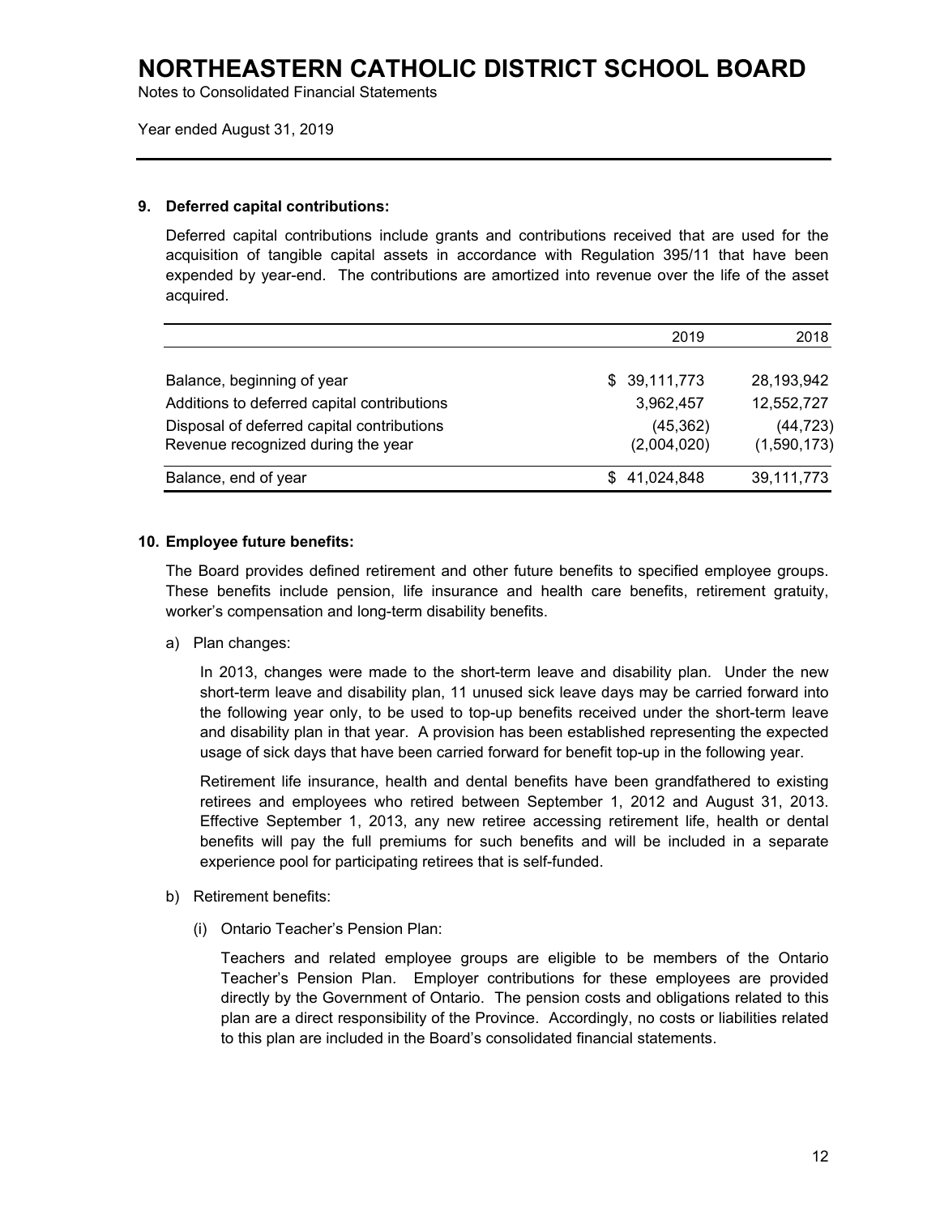## 9. Deferred capital contributions:

Deferred capital contributions include grants and contributions received that are used for the acquisition of tangible capital assets in accordance with Regulation 395/11 that have been expended by year-end. The contributions are amortized into revenue over the life of the asset acquired.

| | 2019 | 2018 |
|---|---|---|
| Balance, beginning of year | $ 39,111,773 | 28,193,942 |
| Additions to deferred capital contributions | 3,962,457 | 12,552,727 |
| Disposal of deferred capital contributions | (45,362) | (44,723) |
| Revenue recognized during the year | (2,004,020) | (1,590,173) |
| Balance, end of year | $ 41,024,848 | 39,111,773 |

## 10. Employee future benefits:

The Board provides defined retirement and other future benefits to specified employee groups. These benefits include pension, life insurance and health care benefits, retirement gratuity, worker's compensation and long-term disability benefits.

a) Plan changes:

In 2013, changes were made to the short-term leave and disability plan. Under the new short-term leave and disability plan, 11 unused sick leave days may be carried forward into the following year only, to be used to top-up benefits received under the short-term leave and disability plan in that year. A provision has been established representing the expected usage of sick days that have been carried forward for benefit top-up in the following year.

Retirement life insurance, health and dental benefits have been grandfathered to existing retirees and employees who retired between September 1, 2012 and August 31, 2013. Effective September 1, 2013, any new retiree accessing retirement life, health or dental benefits will pay the full premiums for such benefits and will be included in a separate experience pool for participating retirees that is self-funded.

b) Retirement benefits:

(i) Ontario Teacher's Pension Plan:

Teachers and related employee groups are eligible to be members of the Ontario Teacher's Pension Plan. Employer contributions for these employees are provided directly by the Government of Ontario. The pension costs and obligations related to this plan are a direct responsibility of the Province. Accordingly, no costs or liabilities related to this plan are included in the Board's consolidated financial statements.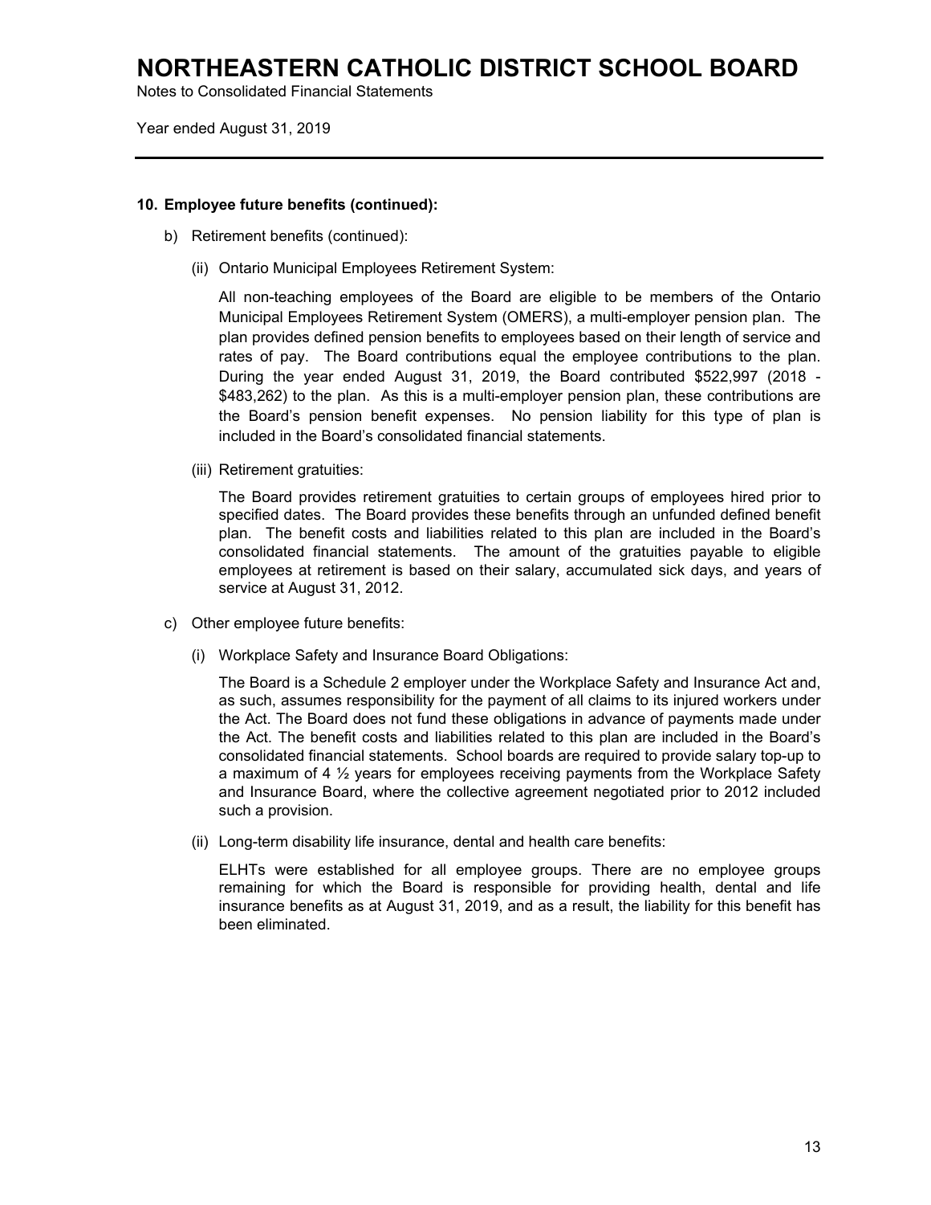# NORTHEASTERN CATHOLIC DISTRICT SCHOOL BOARD

Notes to Consolidated Financial Statements

Year ended August 31, 2019

---

**10. Employee future benefits (continued):**

b) Retirement benefits (continued):

(ii) Ontario Municipal Employees Retirement System:

All non-teaching employees of the Board are eligible to be members of the Ontario Municipal Employees Retirement System (OMERS), a multi-employer pension plan. The plan provides defined pension benefits to employees based on their length of service and rates of pay. The Board contributions equal the employee contributions to the plan. During the year ended August 31, 2019, the Board contributed $522,997 (2018 - $483,262) to the plan. As this is a multi-employer pension plan, these contributions are the Board's pension benefit expenses. No pension liability for this type of plan is included in the Board's consolidated financial statements.

(iii) Retirement gratuities:

The Board provides retirement gratuities to certain groups of employees hired prior to specified dates. The Board provides these benefits through an unfunded defined benefit plan. The benefit costs and liabilities related to this plan are included in the Board's consolidated financial statements. The amount of the gratuities payable to eligible employees at retirement is based on their salary, accumulated sick days, and years of service at August 31, 2012.

c) Other employee future benefits:

(i) Workplace Safety and Insurance Board Obligations:

The Board is a Schedule 2 employer under the Workplace Safety and Insurance Act and, as such, assumes responsibility for the payment of all claims to its injured workers under the Act. The Board does not fund these obligations in advance of payments made under the Act. The benefit costs and liabilities related to this plan are included in the Board's consolidated financial statements. School boards are required to provide salary top-up to a maximum of 4 ½ years for employees receiving payments from the Workplace Safety and Insurance Board, where the collective agreement negotiated prior to 2012 included such a provision.

(ii) Long-term disability life insurance, dental and health care benefits:

ELHTs were established for all employee groups. There are no employee groups remaining for which the Board is responsible for providing health, dental and life insurance benefits as at August 31, 2019, and as a result, the liability for this benefit has been eliminated.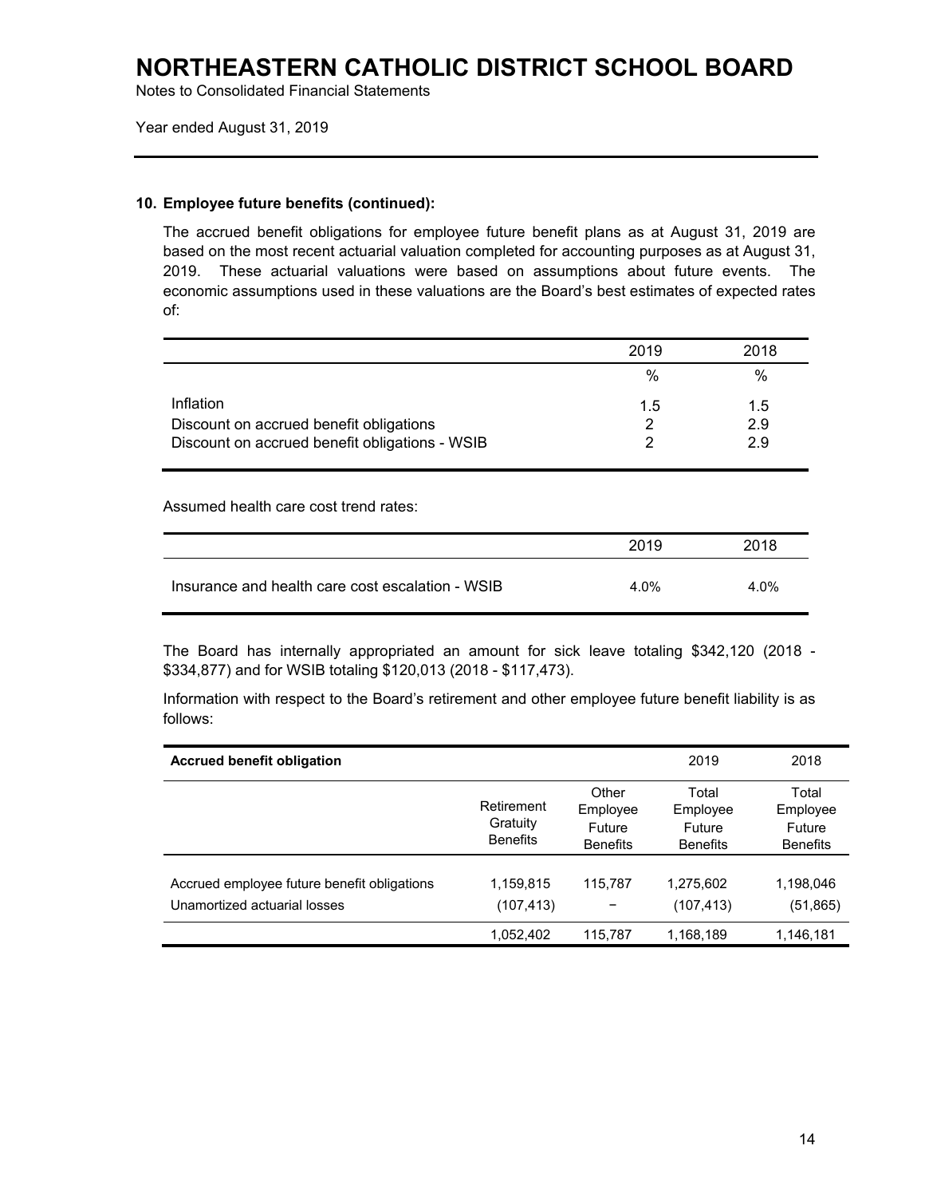# NORTHEASTERN CATHOLIC DISTRICT SCHOOL BOARD

Notes to Consolidated Financial Statements

Year ended August 31, 2019

### 10. Employee future benefits (continued):

The accrued benefit obligations for employee future benefit plans as at August 31, 2019 are based on the most recent actuarial valuation completed for accounting purposes as at August 31, 2019. These actuarial valuations were based on assumptions about future events. The economic assumptions used in these valuations are the Board's best estimates of expected rates of:

| | 2019 | 2018 |
|---|---|---|
| | % | % |
| Inflation | 1.5 | 1.5 |
| Discount on accrued benefit obligations | 2 | 2.9 |
| Discount on accrued benefit obligations - WSIB | 2 | 2.9 |

Assumed health care cost trend rates:

| | 2019 | 2018 |
|---|---|---|
| Insurance and health care cost escalation - WSIB | 4.0% | 4.0% |

The Board has internally appropriated an amount for sick leave totaling $342,120 (2018 - $334,877) and for WSIB totaling $120,013 (2018 - $117,473).

Information with respect to the Board's retirement and other employee future benefit liability is as follows:

| **Accrued benefit obligation** | | | 2019 | 2018 |
|---|---|---|---|---|
| | Retirement Gratuity Benefits | Other Employee Future Benefits | Total Employee Future Benefits | Total Employee Future Benefits |
| Accrued employee future benefit obligations | 1,159,815 | 115,787 | 1,275,602 | 1,198,046 |
| Unamortized actuarial losses | (107,413) | – | (107,413) | (51,865) |
| | 1,052,402 | 115,787 | 1,168,189 | 1,146,181 |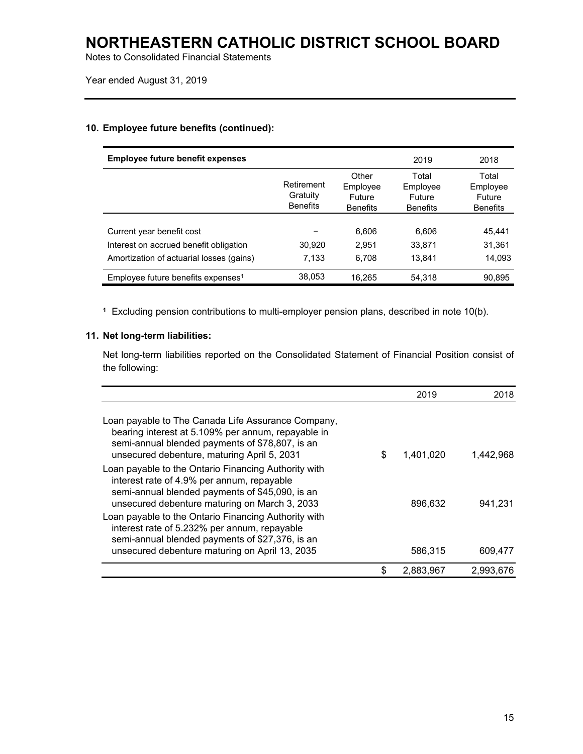# NORTHEASTERN CATHOLIC DISTRICT SCHOOL BOARD

Notes to Consolidated Financial Statements

Year ended August 31, 2019

## 10. Employee future benefits (continued):

| Employee future benefit expenses | | | 2019 | 2018 |
|---|---|---|---|---|
| | Retirement Gratuity Benefits | Other Employee Future Benefits | Total Employee Future Benefits | Total Employee Future Benefits |
| Current year benefit cost | – | 6,606 | 6,606 | 45,441 |
| Interest on accrued benefit obligation | 30,920 | 2,951 | 33,871 | 31,361 |
| Amortization of actuarial losses (gains) | 7,133 | 6,708 | 13,841 | 14,093 |
| Employee future benefits expenses[1] | 38,053 | 16,265 | 54,318 | 90,895 |

[1] Excluding pension contributions to multi-employer pension plans, described in note 10(b).

## 11. Net long-term liabilities:

Net long-term liabilities reported on the Consolidated Statement of Financial Position consist of the following:

| | 2019 | 2018 |
|---|---|---|
| Loan payable to The Canada Life Assurance Company, bearing interest at 5.109% per annum, repayable in semi-annual blended payments of $78,807, is an unsecured debenture, maturing April 5, 2031 | $ 1,401,020 | 1,442,968 |
| Loan payable to the Ontario Financing Authority with interest rate of 4.9% per annum, repayable semi-annual blended payments of $45,090, is an unsecured debenture maturing on March 3, 2033 | 896,632 | 941,231 |
| Loan payable to the Ontario Financing Authority with interest rate of 5.232% per annum, repayable semi-annual blended payments of $27,376, is an unsecured debenture maturing on April 13, 2035 | 586,315 | 609,477 |
| | $ 2,883,967 | 2,993,676 |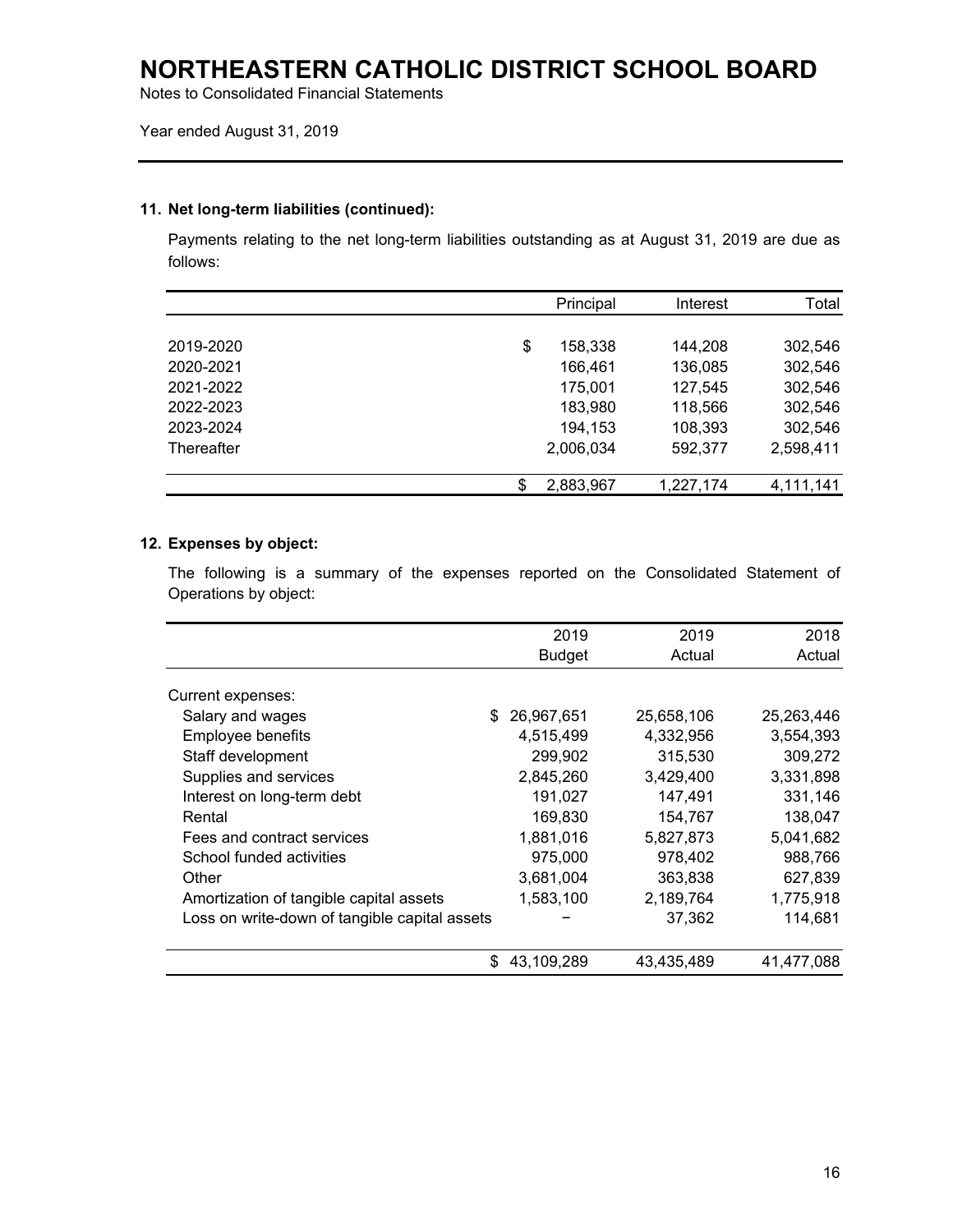# NORTHEASTERN CATHOLIC DISTRICT SCHOOL BOARD

Notes to Consolidated Financial Statements

Year ended August 31, 2019

### 11. Net long-term liabilities (continued):

Payments relating to the net long-term liabilities outstanding as at August 31, 2019 are due as follows:

| | Principal | Interest | Total |
|---|---|---|---|
| 2019-2020 | $ 158,338 | 144,208 | 302,546 |
| 2020-2021 | 166,461 | 136,085 | 302,546 |
| 2021-2022 | 175,001 | 127,545 | 302,546 |
| 2022-2023 | 183,980 | 118,566 | 302,546 |
| 2023-2024 | 194,153 | 108,393 | 302,546 |
| Thereafter | 2,006,034 | 592,377 | 2,598,411 |
| | $ 2,883,967 | 1,227,174 | 4,111,141 |

### 12. Expenses by object:

The following is a summary of the expenses reported on the Consolidated Statement of Operations by object:

| | 2019 Budget | 2019 Actual | 2018 Actual |
|---|---|---|---|
| Current expenses: | | | |
| Salary and wages | $ 26,967,651 | 25,658,106 | 25,263,446 |
| Employee benefits | 4,515,499 | 4,332,956 | 3,554,393 |
| Staff development | 299,902 | 315,530 | 309,272 |
| Supplies and services | 2,845,260 | 3,429,400 | 3,331,898 |
| Interest on long-term debt | 191,027 | 147,491 | 331,146 |
| Rental | 169,830 | 154,767 | 138,047 |
| Fees and contract services | 1,881,016 | 5,827,873 | 5,041,682 |
| School funded activities | 975,000 | 978,402 | 988,766 |
| Other | 3,681,004 | 363,838 | 627,839 |
| Amortization of tangible capital assets | 1,583,100 | 2,189,764 | 1,775,918 |
| Loss on write-down of tangible capital assets | − | 37,362 | 114,681 |
| | $ 43,109,289 | 43,435,489 | 41,477,088 |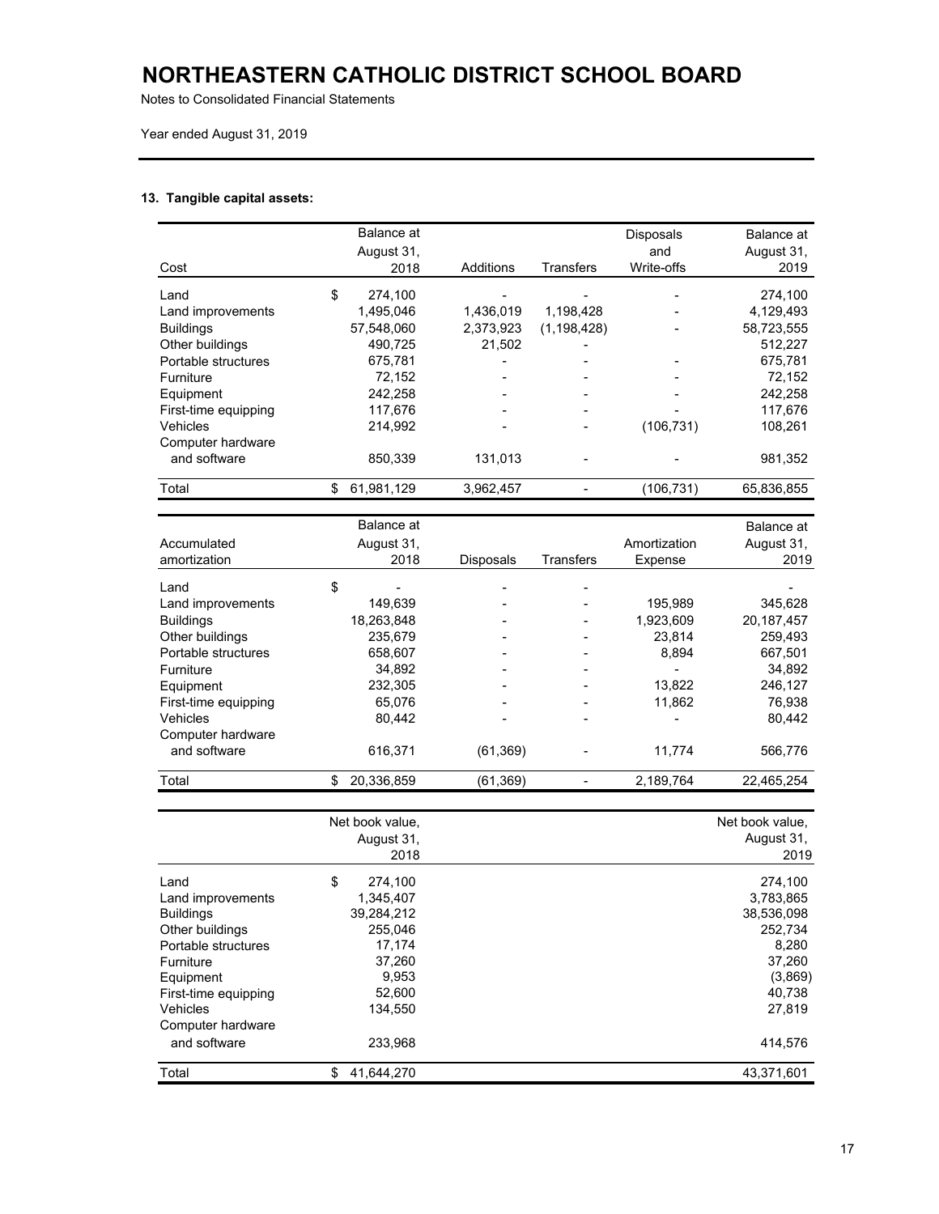# NORTHEASTERN CATHOLIC DISTRICT SCHOOL BOARD

Notes to Consolidated Financial Statements

Year ended August 31, 2019

**13. Tangible capital assets:**

| Cost | Balance at August 31, 2018 | Additions | Transfers | Disposals and Write-offs | Balance at August 31, 2019 |
|---|---|---|---|---|---|
| Land | $ 274,100 | - | - | - | 274,100 |
| Land improvements | 1,495,046 | 1,436,019 | 1,198,428 | - | 4,129,493 |
| Buildings | 57,548,060 | 2,373,923 | (1,198,428) | - | 58,723,555 |
| Other buildings | 490,725 | 21,502 | - | | 512,227 |
| Portable structures | 675,781 | - | - | - | 675,781 |
| Furniture | 72,152 | - | - | - | 72,152 |
| Equipment | 242,258 | - | - | - | 242,258 |
| First-time equipping | 117,676 | - | - | - | 117,676 |
| Vehicles | 214,992 | - | - | (106,731) | 108,261 |
| Computer hardware and software | 850,339 | 131,013 | - | - | 981,352 |
| Total | $ 61,981,129 | 3,962,457 | - | (106,731) | 65,836,855 |

| Accumulated amortization | Balance at August 31, 2018 | Disposals | Transfers | Amortization Expense | Balance at August 31, 2019 |
|---|---|---|---|---|---|
| Land | $ - | - | - | | - |
| Land improvements | 149,639 | - | - | 195,989 | 345,628 |
| Buildings | 18,263,848 | - | - | 1,923,609 | 20,187,457 |
| Other buildings | 235,679 | - | - | 23,814 | 259,493 |
| Portable structures | 658,607 | - | - | 8,894 | 667,501 |
| Furniture | 34,892 | - | - | - | 34,892 |
| Equipment | 232,305 | - | - | 13,822 | 246,127 |
| First-time equipping | 65,076 | - | - | 11,862 | 76,938 |
| Vehicles | 80,442 | - | - | - | 80,442 |
| Computer hardware and software | 616,371 | (61,369) | - | 11,774 | 566,776 |
| Total | $ 20,336,859 | (61,369) | - | 2,189,764 | 22,465,254 |

| | Net book value, August 31, 2018 | Net book value, August 31, 2019 |
|---|---|---|
| Land | $ 274,100 | 274,100 |
| Land improvements | 1,345,407 | 3,783,865 |
| Buildings | 39,284,212 | 38,536,098 |
| Other buildings | 255,046 | 252,734 |
| Portable structures | 17,174 | 8,280 |
| Furniture | 37,260 | 37,260 |
| Equipment | 9,953 | (3,869) |
| First-time equipping | 52,600 | 40,738 |
| Vehicles | 134,550 | 27,819 |
| Computer hardware and software | 233,968 | 414,576 |
| Total | $ 41,644,270 | 43,371,601 |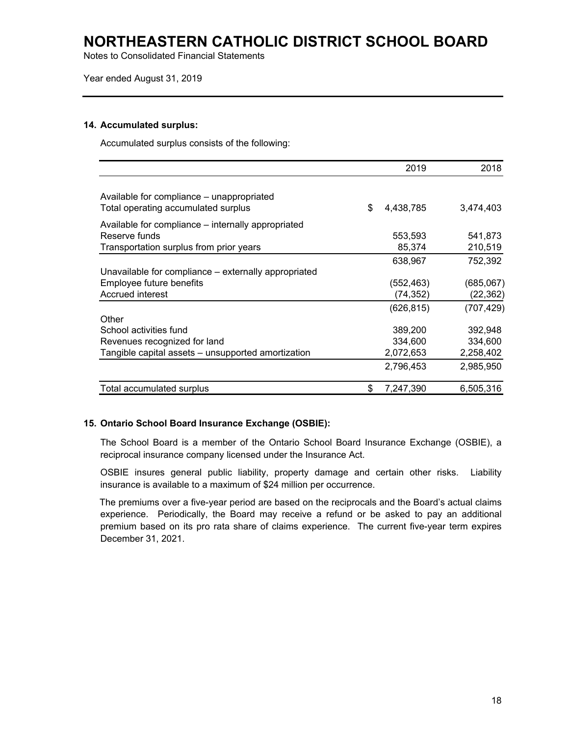# NORTHEASTERN CATHOLIC DISTRICT SCHOOL BOARD

Notes to Consolidated Financial Statements

Year ended August 31, 2019

### 14. Accumulated surplus:

Accumulated surplus consists of the following:

| | 2019 | 2018 |
|---|---|---|
| Available for compliance – unappropriated | | |
| Total operating accumulated surplus | $ 4,438,785 | 3,474,403 |
| Available for compliance – internally appropriated | | |
| Reserve funds | 553,593 | 541,873 |
| Transportation surplus from prior years | 85,374 | 210,519 |
| | 638,967 | 752,392 |
| Unavailable for compliance – externally appropriated | | |
| Employee future benefits | (552,463) | (685,067) |
| Accrued interest | (74,352) | (22,362) |
| | (626,815) | (707,429) |
| Other | | |
| School activities fund | 389,200 | 392,948 |
| Revenues recognized for land | 334,600 | 334,600 |
| Tangible capital assets – unsupported amortization | 2,072,653 | 2,258,402 |
| | 2,796,453 | 2,985,950 |
| Total accumulated surplus | $ 7,247,390 | 6,505,316 |

### 15. Ontario School Board Insurance Exchange (OSBIE):

The School Board is a member of the Ontario School Board Insurance Exchange (OSBIE), a reciprocal insurance company licensed under the Insurance Act.

OSBIE insures general public liability, property damage and certain other risks. Liability insurance is available to a maximum of $24 million per occurrence.

The premiums over a five-year period are based on the reciprocals and the Board's actual claims experience. Periodically, the Board may receive a refund or be asked to pay an additional premium based on its pro rata share of claims experience. The current five-year term expires December 31, 2021.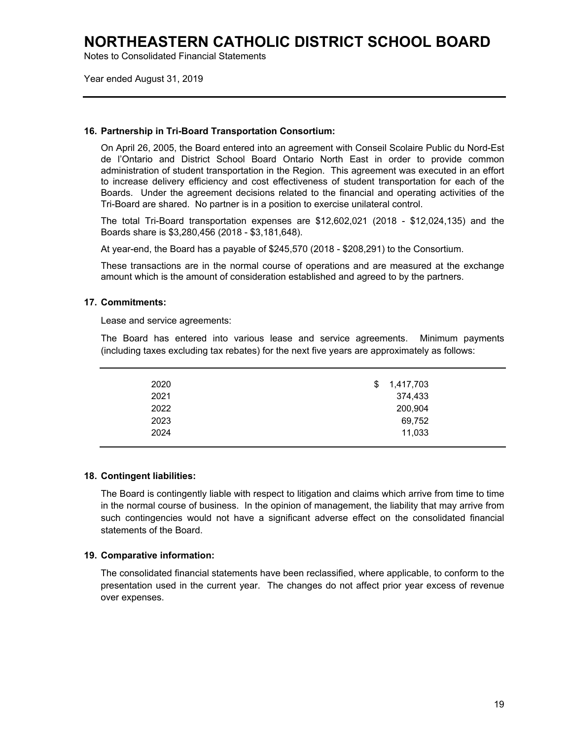## 16. Partnership in Tri-Board Transportation Consortium:

On April 26, 2005, the Board entered into an agreement with Conseil Scolaire Public du Nord-Est de l'Ontario and District School Board Ontario North East in order to provide common administration of student transportation in the Region. This agreement was executed in an effort to increase delivery efficiency and cost effectiveness of student transportation for each of the Boards. Under the agreement decisions related to the financial and operating activities of the Tri-Board are shared. No partner is in a position to exercise unilateral control.

The total Tri-Board transportation expenses are $12,602,021 (2018 - $12,024,135) and the Boards share is $3,280,456 (2018 - $3,181,648).

At year-end, the Board has a payable of $245,570 (2018 - $208,291) to the Consortium.

These transactions are in the normal course of operations and are measured at the exchange amount which is the amount of consideration established and agreed to by the partners.

## 17. Commitments:

Lease and service agreements:

The Board has entered into various lease and service agreements. Minimum payments (including taxes excluding tax rebates) for the next five years are approximately as follows:

| Year | Amount |
|---|---|
| 2020 | $ 1,417,703 |
| 2021 | 374,433 |
| 2022 | 200,904 |
| 2023 | 69,752 |
| 2024 | 11,033 |

## 18. Contingent liabilities:

The Board is contingently liable with respect to litigation and claims which arrive from time to time in the normal course of business. In the opinion of management, the liability that may arrive from such contingencies would not have a significant adverse effect on the consolidated financial statements of the Board.

## 19. Comparative information:

The consolidated financial statements have been reclassified, where applicable, to conform to the presentation used in the current year. The changes do not affect prior year excess of revenue over expenses.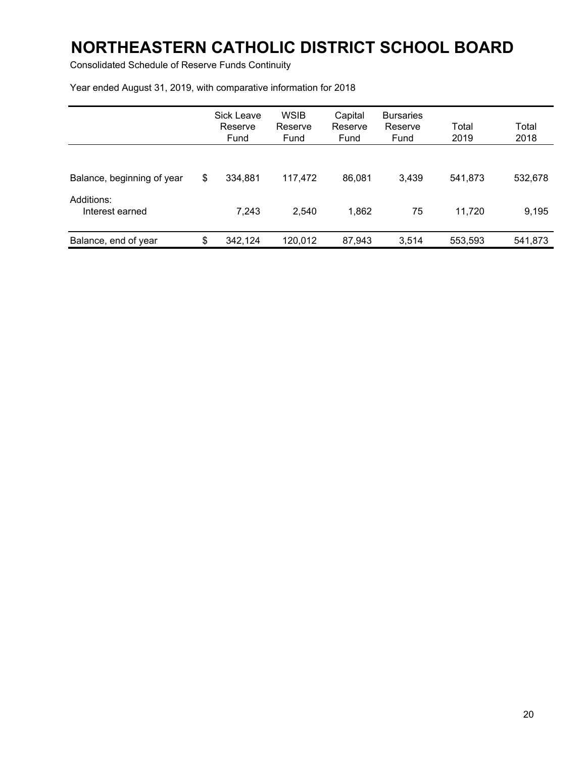# NORTHEASTERN CATHOLIC DISTRICT SCHOOL BOARD

Consolidated Schedule of Reserve Funds Continuity

Year ended August 31, 2019, with comparative information for 2018

| | | Sick Leave Reserve Fund | WSIB Reserve Fund | Capital Reserve Fund | Bursaries Reserve Fund | Total 2019 | Total 2018 |
|---|---|---|---|---|---|---|---|
| Balance, beginning of year | $ | 334,881 | 117,472 | 86,081 | 3,439 | 541,873 | 532,678 |
| Additions: | | | | | | | |
| Interest earned | | 7,243 | 2,540 | 1,862 | 75 | 11,720 | 9,195 |
| Balance, end of year | $ | 342,124 | 120,012 | 87,943 | 3,514 | 553,593 | 541,873 |